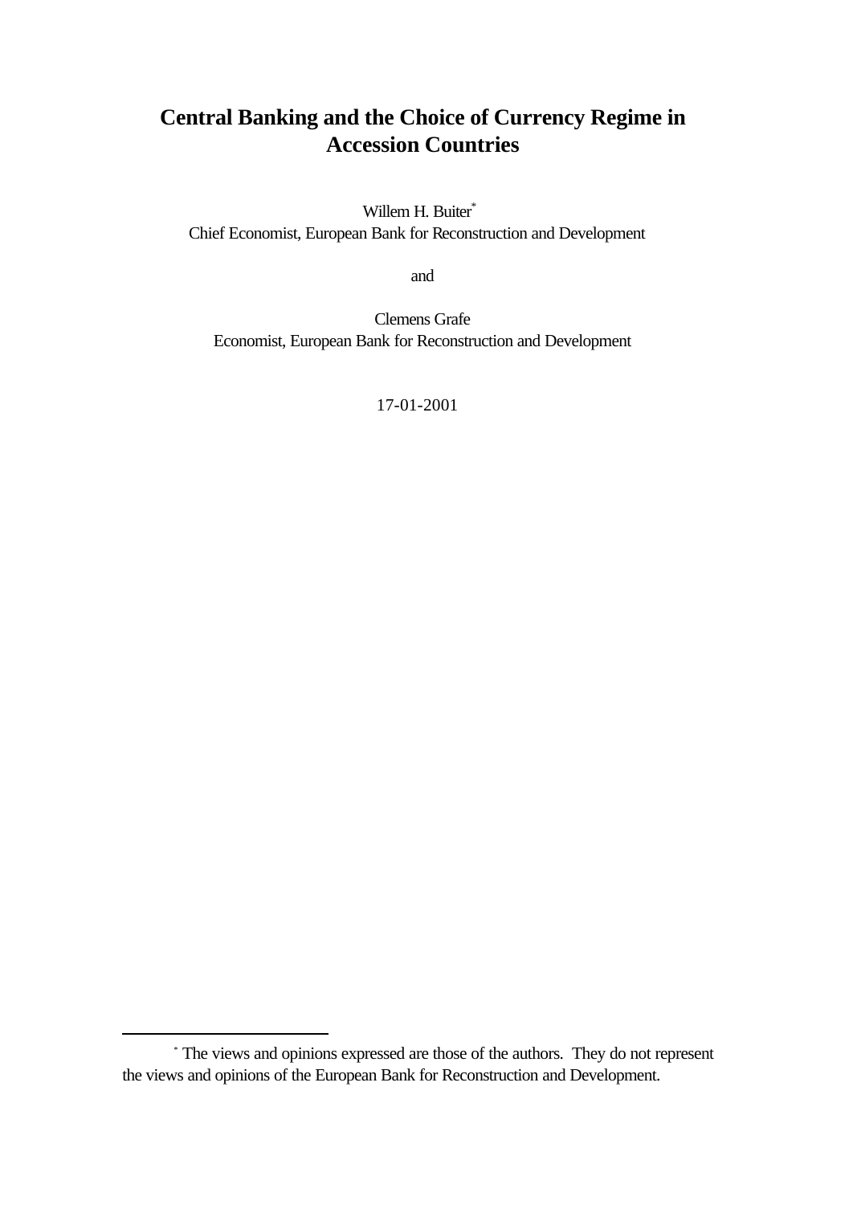# Central Banking and the Choice of Currency Regime in Accession Countries

Willem H. Buiter*
Chief Economist, European Bank for Reconstruction and Development

and

Clemens Grafe
Economist, European Bank for Reconstruction and Development

17-01-2001

---

* The views and opinions expressed are those of the authors. They do not represent the views and opinions of the European Bank for Reconstruction and Development.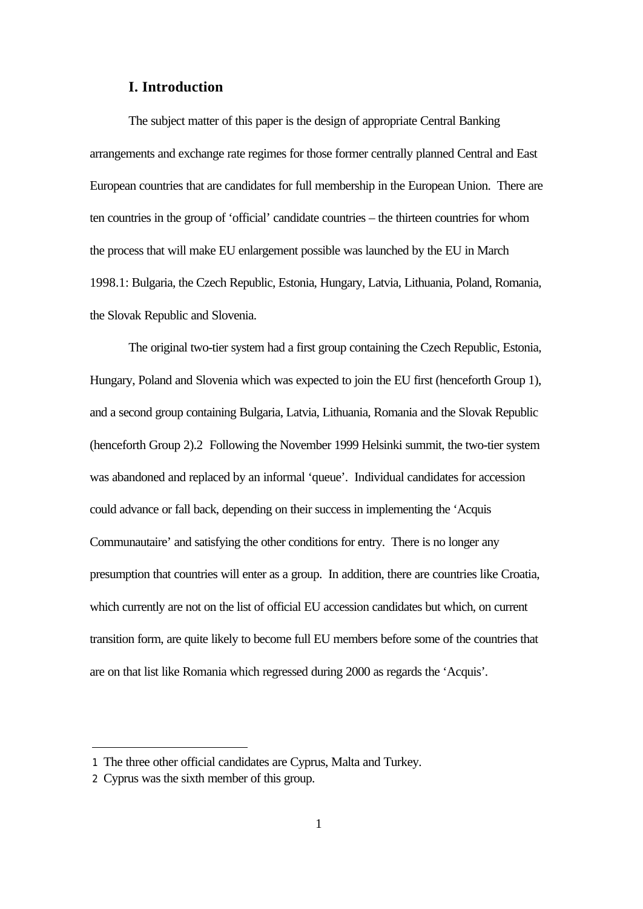## I. Introduction

The subject matter of this paper is the design of appropriate Central Banking arrangements and exchange rate regimes for those former centrally planned Central and East European countries that are candidates for full membership in the European Union. There are ten countries in the group of 'official' candidate countries – the thirteen countries for whom the process that will make EU enlargement possible was launched by the EU in March 1998.[1]: Bulgaria, the Czech Republic, Estonia, Hungary, Latvia, Lithuania, Poland, Romania, the Slovak Republic and Slovenia.

The original two-tier system had a first group containing the Czech Republic, Estonia, Hungary, Poland and Slovenia which was expected to join the EU first (henceforth Group 1), and a second group containing Bulgaria, Latvia, Lithuania, Romania and the Slovak Republic (henceforth Group 2).[2] Following the November 1999 Helsinki summit, the two-tier system was abandoned and replaced by an informal 'queue'. Individual candidates for accession could advance or fall back, depending on their success in implementing the 'Acquis Communautaire' and satisfying the other conditions for entry. There is no longer any presumption that countries will enter as a group. In addition, there are countries like Croatia, which currently are not on the list of official EU accession candidates but which, on current transition form, are quite likely to become full EU members before some of the countries that are on that list like Romania which regressed during 2000 as regards the 'Acquis'.

---

[1] The three other official candidates are Cyprus, Malta and Turkey.

[2] Cyprus was the sixth member of this group.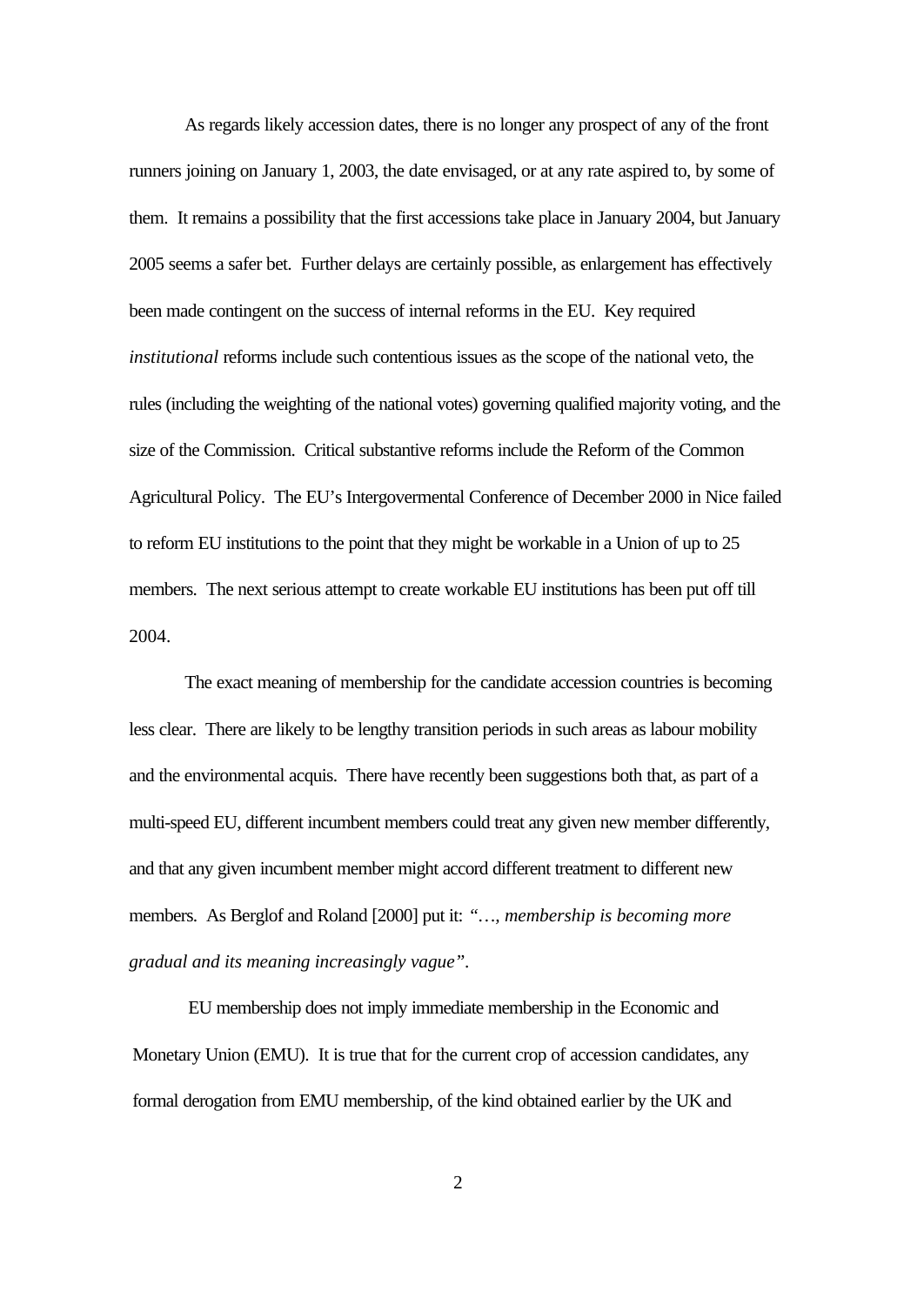As regards likely accession dates, there is no longer any prospect of any of the front runners joining on January 1, 2003, the date envisaged, or at any rate aspired to, by some of them. It remains a possibility that the first accessions take place in January 2004, but January 2005 seems a safer bet. Further delays are certainly possible, as enlargement has effectively been made contingent on the success of internal reforms in the EU. Key required *institutional* reforms include such contentious issues as the scope of the national veto, the rules (including the weighting of the national votes) governing qualified majority voting, and the size of the Commission. Critical substantive reforms include the Reform of the Common Agricultural Policy. The EU's Intergovermental Conference of December 2000 in Nice failed to reform EU institutions to the point that they might be workable in a Union of up to 25 members. The next serious attempt to create workable EU institutions has been put off till 2004.

The exact meaning of membership for the candidate accession countries is becoming less clear. There are likely to be lengthy transition periods in such areas as labour mobility and the environmental acquis. There have recently been suggestions both that, as part of a multi-speed EU, different incumbent members could treat any given new member differently, and that any given incumbent member might accord different treatment to different new members. As Berglof and Roland [2000] put it: *"…, membership is becoming more gradual and its meaning increasingly vague"*.

EU membership does not imply immediate membership in the Economic and Monetary Union (EMU). It is true that for the current crop of accession candidates, any formal derogation from EMU membership, of the kind obtained earlier by the UK and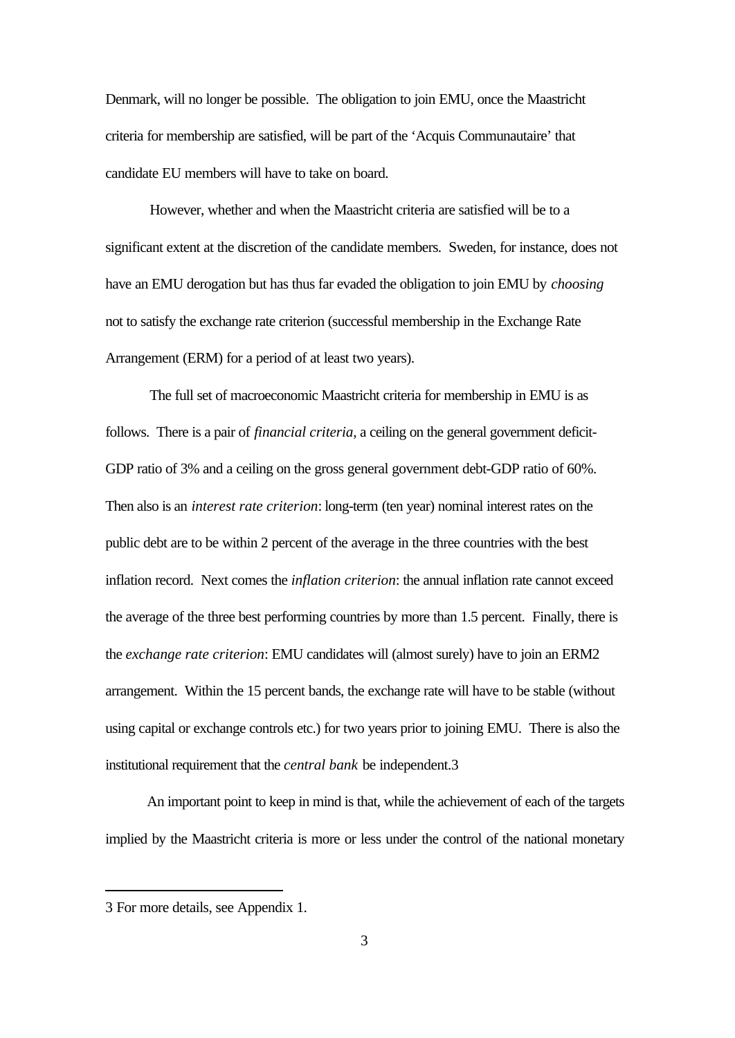Denmark, will no longer be possible. The obligation to join EMU, once the Maastricht criteria for membership are satisfied, will be part of the 'Acquis Communautaire' that candidate EU members will have to take on board.

However, whether and when the Maastricht criteria are satisfied will be to a significant extent at the discretion of the candidate members. Sweden, for instance, does not have an EMU derogation but has thus far evaded the obligation to join EMU by *choosing* not to satisfy the exchange rate criterion (successful membership in the Exchange Rate Arrangement (ERM) for a period of at least two years).

The full set of macroeconomic Maastricht criteria for membership in EMU is as follows. There is a pair of *financial criteria*, a ceiling on the general government deficit-GDP ratio of 3% and a ceiling on the gross general government debt-GDP ratio of 60%. Then also is an *interest rate criterion*: long-term (ten year) nominal interest rates on the public debt are to be within 2 percent of the average in the three countries with the best inflation record. Next comes the *inflation criterion*: the annual inflation rate cannot exceed the average of the three best performing countries by more than 1.5 percent. Finally, there is the *exchange rate criterion*: EMU candidates will (almost surely) have to join an ERM2 arrangement. Within the 15 percent bands, the exchange rate will have to be stable (without using capital or exchange controls etc.) for two years prior to joining EMU. There is also the institutional requirement that the *central bank* be independent.[3]

An important point to keep in mind is that, while the achievement of each of the targets implied by the Maastricht criteria is more or less under the control of the national monetary

---

[3] For more details, see Appendix 1.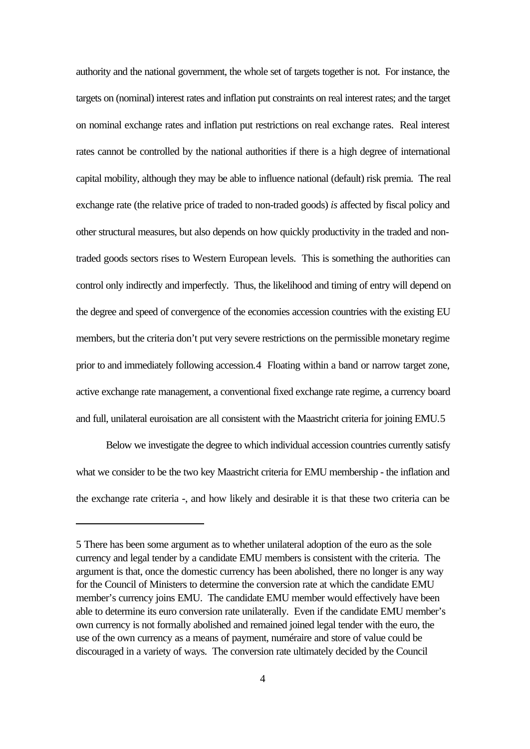authority and the national government, the whole set of targets together is not. For instance, the targets on (nominal) interest rates and inflation put constraints on real interest rates; and the target on nominal exchange rates and inflation put restrictions on real exchange rates. Real interest rates cannot be controlled by the national authorities if there is a high degree of international capital mobility, although they may be able to influence national (default) risk premia. The real exchange rate (the relative price of traded to non-traded goods) *is* affected by fiscal policy and other structural measures, but also depends on how quickly productivity in the traded and non-traded goods sectors rises to Western European levels. This is something the authorities can control only indirectly and imperfectly. Thus, the likelihood and timing of entry will depend on the degree and speed of convergence of the economies accession countries with the existing EU members, but the criteria don't put very severe restrictions on the permissible monetary regime prior to and immediately following accession.[4] Floating within a band or narrow target zone, active exchange rate management, a conventional fixed exchange rate regime, a currency board and full, unilateral euroisation are all consistent with the Maastricht criteria for joining EMU.[5]

Below we investigate the degree to which individual accession countries currently satisfy what we consider to be the two key Maastricht criteria for EMU membership - the inflation and the exchange rate criteria -, and how likely and desirable it is that these two criteria can be

---

5 There has been some argument as to whether unilateral adoption of the euro as the sole currency and legal tender by a candidate EMU members is consistent with the criteria. The argument is that, once the domestic currency has been abolished, there no longer is any way for the Council of Ministers to determine the conversion rate at which the candidate EMU member's currency joins EMU. The candidate EMU member would effectively have been able to determine its euro conversion rate unilaterally. Even if the candidate EMU member's own currency is not formally abolished and remained joined legal tender with the euro, the use of the own currency as a means of payment, numéraire and store of value could be discouraged in a variety of ways. The conversion rate ultimately decided by the Council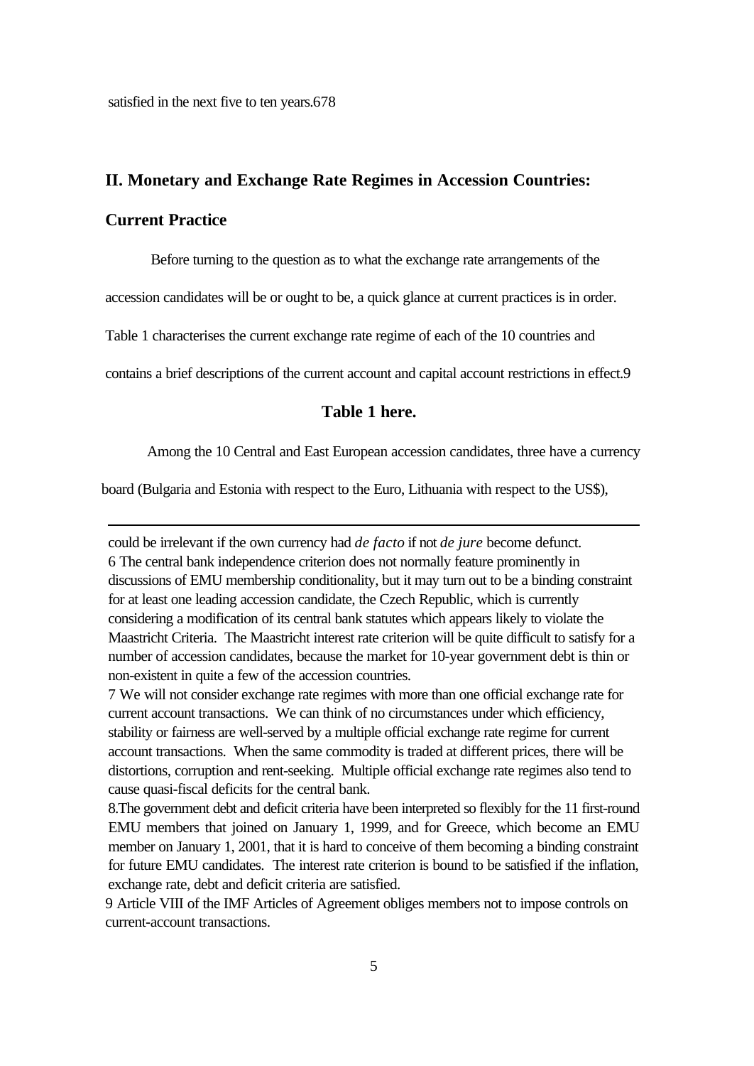satisfied in the next five to ten years.[6][7][8]

## II. Monetary and Exchange Rate Regimes in Accession Countries: Current Practice

Before turning to the question as to what the exchange rate arrangements of the accession candidates will be or ought to be, a quick glance at current practices is in order. Table 1 characterises the current exchange rate regime of each of the 10 countries and contains a brief descriptions of the current account and capital account restrictions in effect.[9]

**Table 1 here.**

Among the 10 Central and East European accession candidates, three have a currency board (Bulgaria and Estonia with respect to the Euro, Lithuania with respect to the US$),

---

could be irrelevant if the own currency had *de facto* if not *de jure* become defunct.

[6] The central bank independence criterion does not normally feature prominently in discussions of EMU membership conditionality, but it may turn out to be a binding constraint for at least one leading accession candidate, the Czech Republic, which is currently considering a modification of its central bank statutes which appears likely to violate the Maastricht Criteria. The Maastricht interest rate criterion will be quite difficult to satisfy for a number of accession candidates, because the market for 10-year government debt is thin or non-existent in quite a few of the accession countries.

[7] We will not consider exchange rate regimes with more than one official exchange rate for current account transactions. We can think of no circumstances under which efficiency, stability or fairness are well-served by a multiple official exchange rate regime for current account transactions. When the same commodity is traded at different prices, there will be distortions, corruption and rent-seeking. Multiple official exchange rate regimes also tend to cause quasi-fiscal deficits for the central bank.

[8] The government debt and deficit criteria have been interpreted so flexibly for the 11 first-round EMU members that joined on January 1, 1999, and for Greece, which become an EMU member on January 1, 2001, that it is hard to conceive of them becoming a binding constraint for future EMU candidates. The interest rate criterion is bound to be satisfied if the inflation, exchange rate, debt and deficit criteria are satisfied.

[9] Article VIII of the IMF Articles of Agreement obliges members not to impose controls on current-account transactions.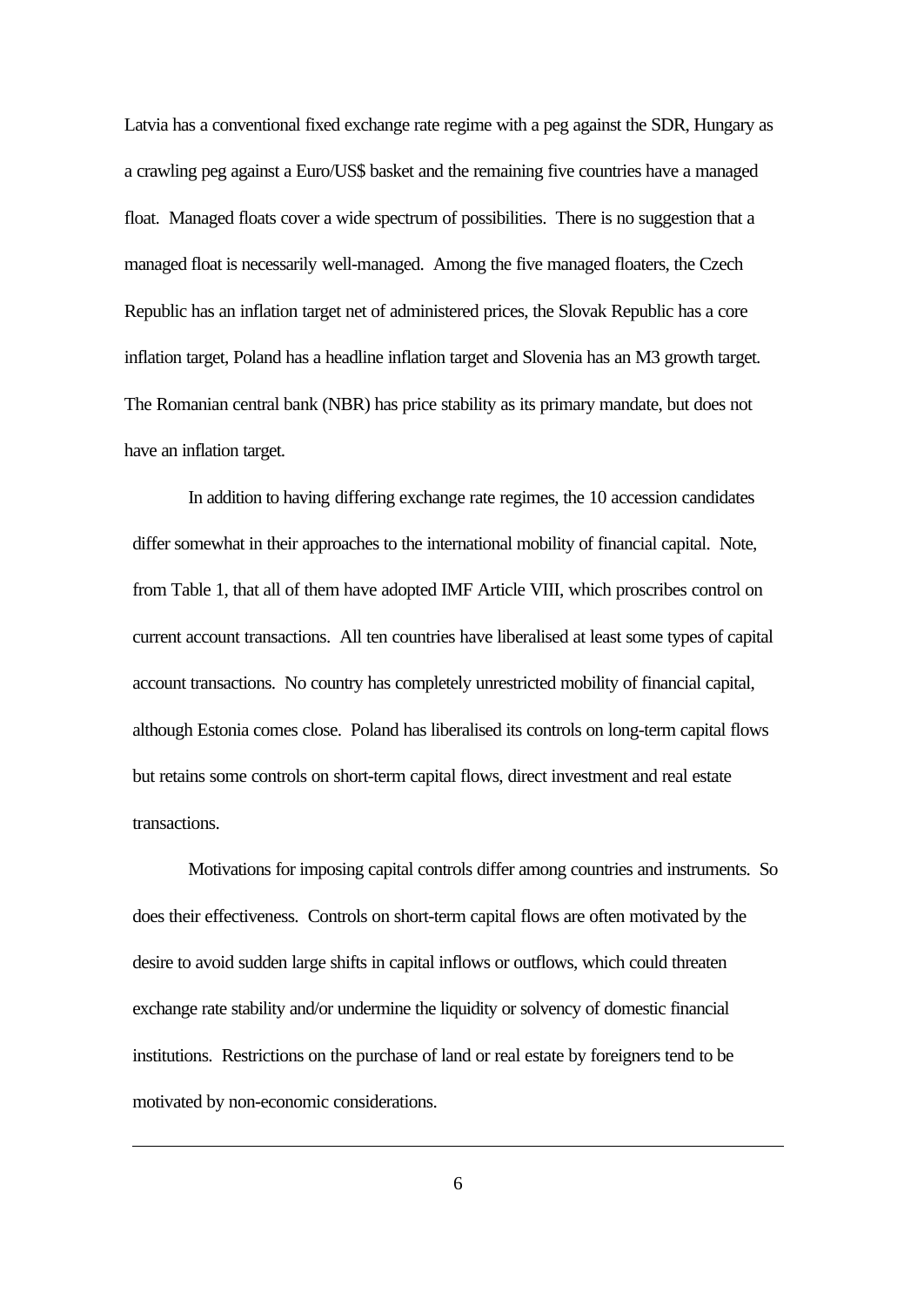Latvia has a conventional fixed exchange rate regime with a peg against the SDR, Hungary as a crawling peg against a Euro/US$ basket and the remaining five countries have a managed float. Managed floats cover a wide spectrum of possibilities. There is no suggestion that a managed float is necessarily well-managed. Among the five managed floaters, the Czech Republic has an inflation target net of administered prices, the Slovak Republic has a core inflation target, Poland has a headline inflation target and Slovenia has an M3 growth target. The Romanian central bank (NBR) has price stability as its primary mandate, but does not have an inflation target.

In addition to having differing exchange rate regimes, the 10 accession candidates differ somewhat in their approaches to the international mobility of financial capital. Note, from Table 1, that all of them have adopted IMF Article VIII, which proscribes control on current account transactions. All ten countries have liberalised at least some types of capital account transactions. No country has completely unrestricted mobility of financial capital, although Estonia comes close. Poland has liberalised its controls on long-term capital flows but retains some controls on short-term capital flows, direct investment and real estate transactions.

Motivations for imposing capital controls differ among countries and instruments. So does their effectiveness. Controls on short-term capital flows are often motivated by the desire to avoid sudden large shifts in capital inflows or outflows, which could threaten exchange rate stability and/or undermine the liquidity or solvency of domestic financial institutions. Restrictions on the purchase of land or real estate by foreigners tend to be motivated by non-economic considerations.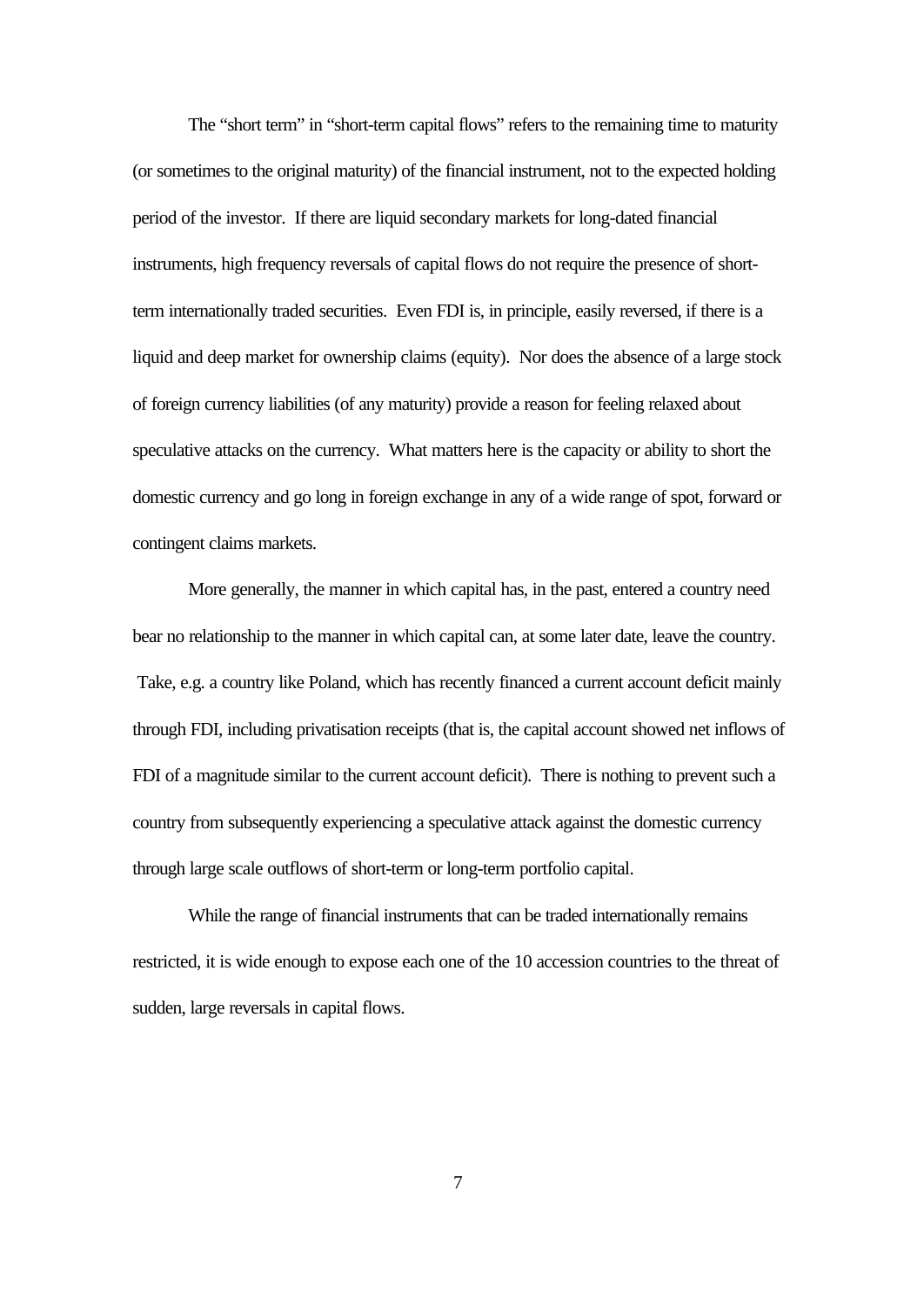The "short term" in "short-term capital flows" refers to the remaining time to maturity (or sometimes to the original maturity) of the financial instrument, not to the expected holding period of the investor. If there are liquid secondary markets for long-dated financial instruments, high frequency reversals of capital flows do not require the presence of short-term internationally traded securities. Even FDI is, in principle, easily reversed, if there is a liquid and deep market for ownership claims (equity). Nor does the absence of a large stock of foreign currency liabilities (of any maturity) provide a reason for feeling relaxed about speculative attacks on the currency. What matters here is the capacity or ability to short the domestic currency and go long in foreign exchange in any of a wide range of spot, forward or contingent claims markets.

More generally, the manner in which capital has, in the past, entered a country need bear no relationship to the manner in which capital can, at some later date, leave the country. Take, e.g. a country like Poland, which has recently financed a current account deficit mainly through FDI, including privatisation receipts (that is, the capital account showed net inflows of FDI of a magnitude similar to the current account deficit). There is nothing to prevent such a country from subsequently experiencing a speculative attack against the domestic currency through large scale outflows of short-term or long-term portfolio capital.

While the range of financial instruments that can be traded internationally remains restricted, it is wide enough to expose each one of the 10 accession countries to the threat of sudden, large reversals in capital flows.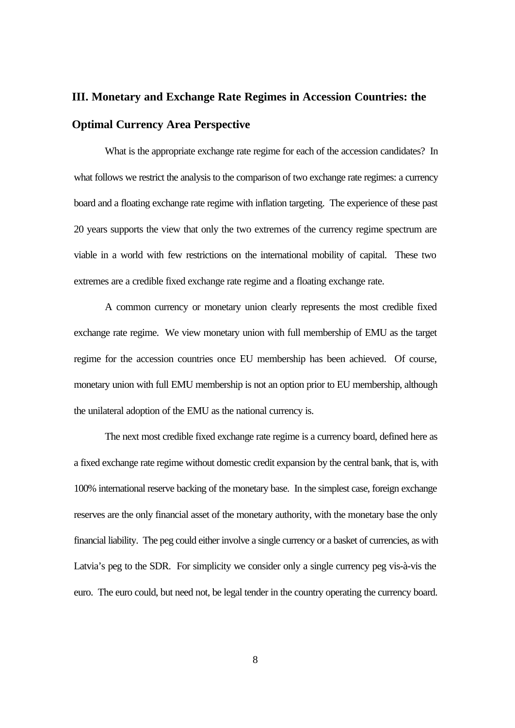## III. Monetary and Exchange Rate Regimes in Accession Countries: the Optimal Currency Area Perspective

What is the appropriate exchange rate regime for each of the accession candidates? In what follows we restrict the analysis to the comparison of two exchange rate regimes: a currency board and a floating exchange rate regime with inflation targeting. The experience of these past 20 years supports the view that only the two extremes of the currency regime spectrum are viable in a world with few restrictions on the international mobility of capital. These two extremes are a credible fixed exchange rate regime and a floating exchange rate.

A common currency or monetary union clearly represents the most credible fixed exchange rate regime. We view monetary union with full membership of EMU as the target regime for the accession countries once EU membership has been achieved. Of course, monetary union with full EMU membership is not an option prior to EU membership, although the unilateral adoption of the EMU as the national currency is.

The next most credible fixed exchange rate regime is a currency board, defined here as a fixed exchange rate regime without domestic credit expansion by the central bank, that is, with 100% international reserve backing of the monetary base. In the simplest case, foreign exchange reserves are the only financial asset of the monetary authority, with the monetary base the only financial liability. The peg could either involve a single currency or a basket of currencies, as with Latvia's peg to the SDR. For simplicity we consider only a single currency peg vis-à-vis the euro. The euro could, but need not, be legal tender in the country operating the currency board.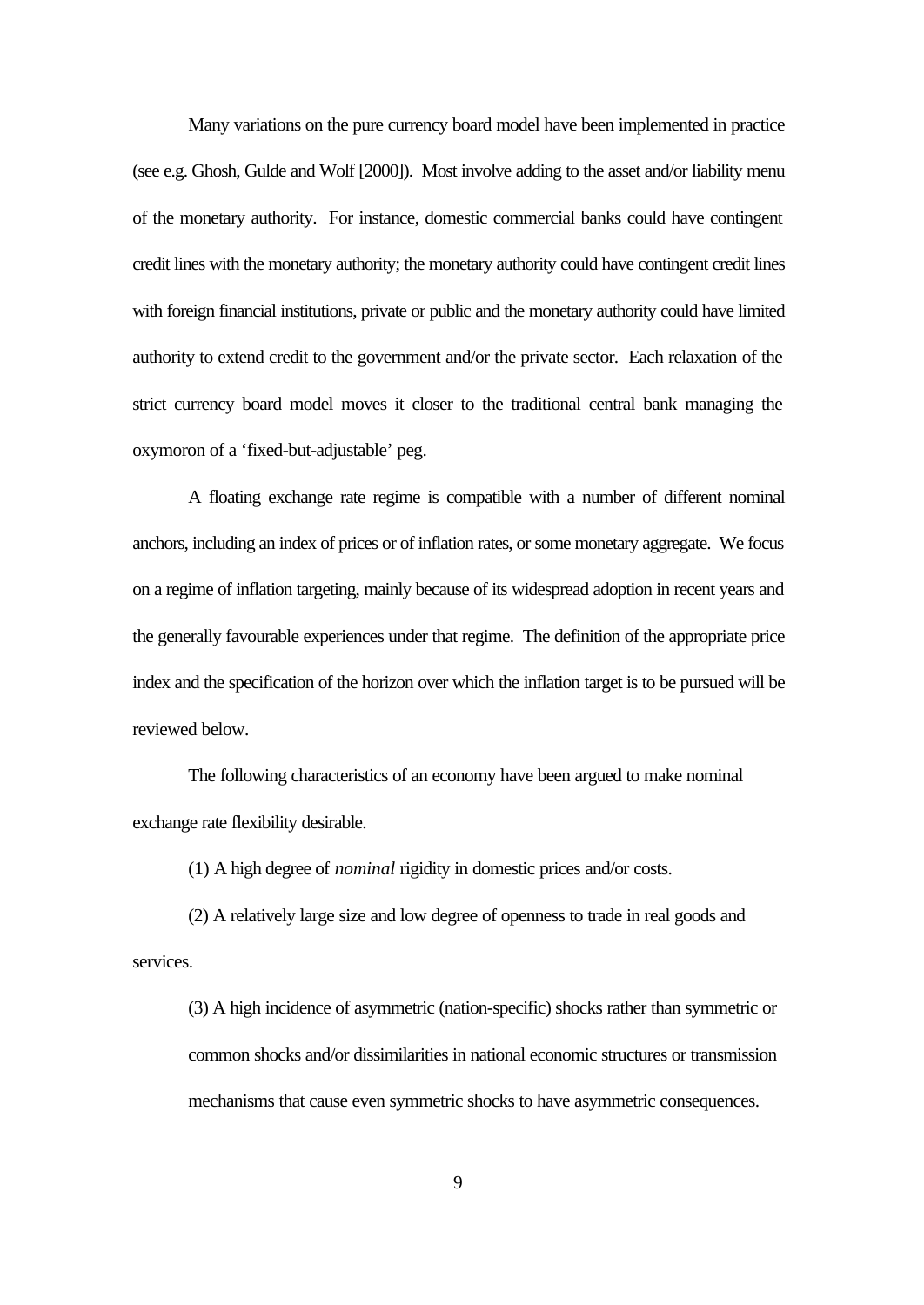Many variations on the pure currency board model have been implemented in practice (see e.g. Ghosh, Gulde and Wolf [2000]). Most involve adding to the asset and/or liability menu of the monetary authority. For instance, domestic commercial banks could have contingent credit lines with the monetary authority; the monetary authority could have contingent credit lines with foreign financial institutions, private or public and the monetary authority could have limited authority to extend credit to the government and/or the private sector. Each relaxation of the strict currency board model moves it closer to the traditional central bank managing the oxymoron of a 'fixed-but-adjustable' peg.

A floating exchange rate regime is compatible with a number of different nominal anchors, including an index of prices or of inflation rates, or some monetary aggregate. We focus on a regime of inflation targeting, mainly because of its widespread adoption in recent years and the generally favourable experiences under that regime. The definition of the appropriate price index and the specification of the horizon over which the inflation target is to be pursued will be reviewed below.

The following characteristics of an economy have been argued to make nominal exchange rate flexibility desirable.

(1) A high degree of *nominal* rigidity in domestic prices and/or costs.

(2) A relatively large size and low degree of openness to trade in real goods and services.

(3) A high incidence of asymmetric (nation-specific) shocks rather than symmetric or common shocks and/or dissimilarities in national economic structures or transmission mechanisms that cause even symmetric shocks to have asymmetric consequences.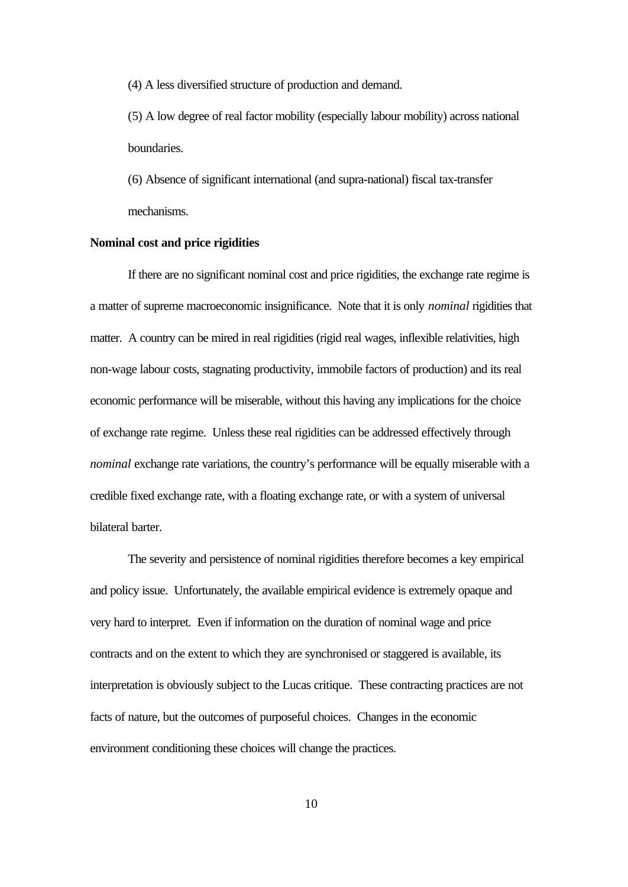(4) A less diversified structure of production and demand.

(5) A low degree of real factor mobility (especially labour mobility) across national boundaries.

(6) Absence of significant international (and supra-national) fiscal tax-transfer mechanisms.

**Nominal cost and price rigidities**

If there are no significant nominal cost and price rigidities, the exchange rate regime is a matter of supreme macroeconomic insignificance. Note that it is only *nominal* rigidities that matter. A country can be mired in real rigidities (rigid real wages, inflexible relativities, high non-wage labour costs, stagnating productivity, immobile factors of production) and its real economic performance will be miserable, without this having any implications for the choice of exchange rate regime. Unless these real rigidities can be addressed effectively through *nominal* exchange rate variations, the country's performance will be equally miserable with a credible fixed exchange rate, with a floating exchange rate, or with a system of universal bilateral barter.

The severity and persistence of nominal rigidities therefore becomes a key empirical and policy issue. Unfortunately, the available empirical evidence is extremely opaque and very hard to interpret. Even if information on the duration of nominal wage and price contracts and on the extent to which they are synchronised or staggered is available, its interpretation is obviously subject to the Lucas critique. These contracting practices are not facts of nature, but the outcomes of purposeful choices. Changes in the economic environment conditioning these choices will change the practices.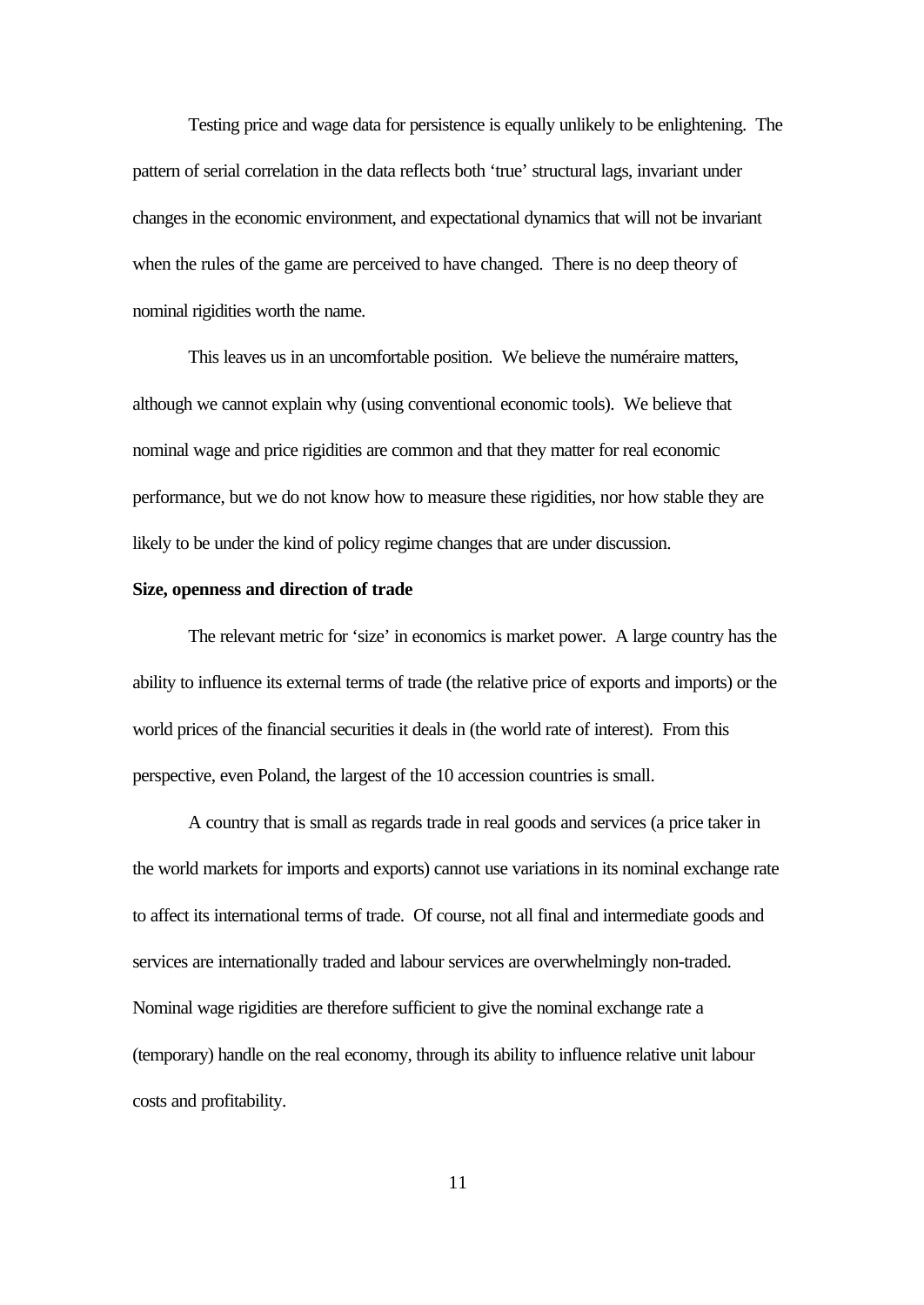Testing price and wage data for persistence is equally unlikely to be enlightening. The pattern of serial correlation in the data reflects both 'true' structural lags, invariant under changes in the economic environment, and expectational dynamics that will not be invariant when the rules of the game are perceived to have changed. There is no deep theory of nominal rigidities worth the name.

This leaves us in an uncomfortable position. We believe the numéraire matters, although we cannot explain why (using conventional economic tools). We believe that nominal wage and price rigidities are common and that they matter for real economic performance, but we do not know how to measure these rigidities, nor how stable they are likely to be under the kind of policy regime changes that are under discussion.

**Size, openness and direction of trade**

The relevant metric for 'size' in economics is market power. A large country has the ability to influence its external terms of trade (the relative price of exports and imports) or the world prices of the financial securities it deals in (the world rate of interest). From this perspective, even Poland, the largest of the 10 accession countries is small.

A country that is small as regards trade in real goods and services (a price taker in the world markets for imports and exports) cannot use variations in its nominal exchange rate to affect its international terms of trade. Of course, not all final and intermediate goods and services are internationally traded and labour services are overwhelmingly non-traded. Nominal wage rigidities are therefore sufficient to give the nominal exchange rate a (temporary) handle on the real economy, through its ability to influence relative unit labour costs and profitability.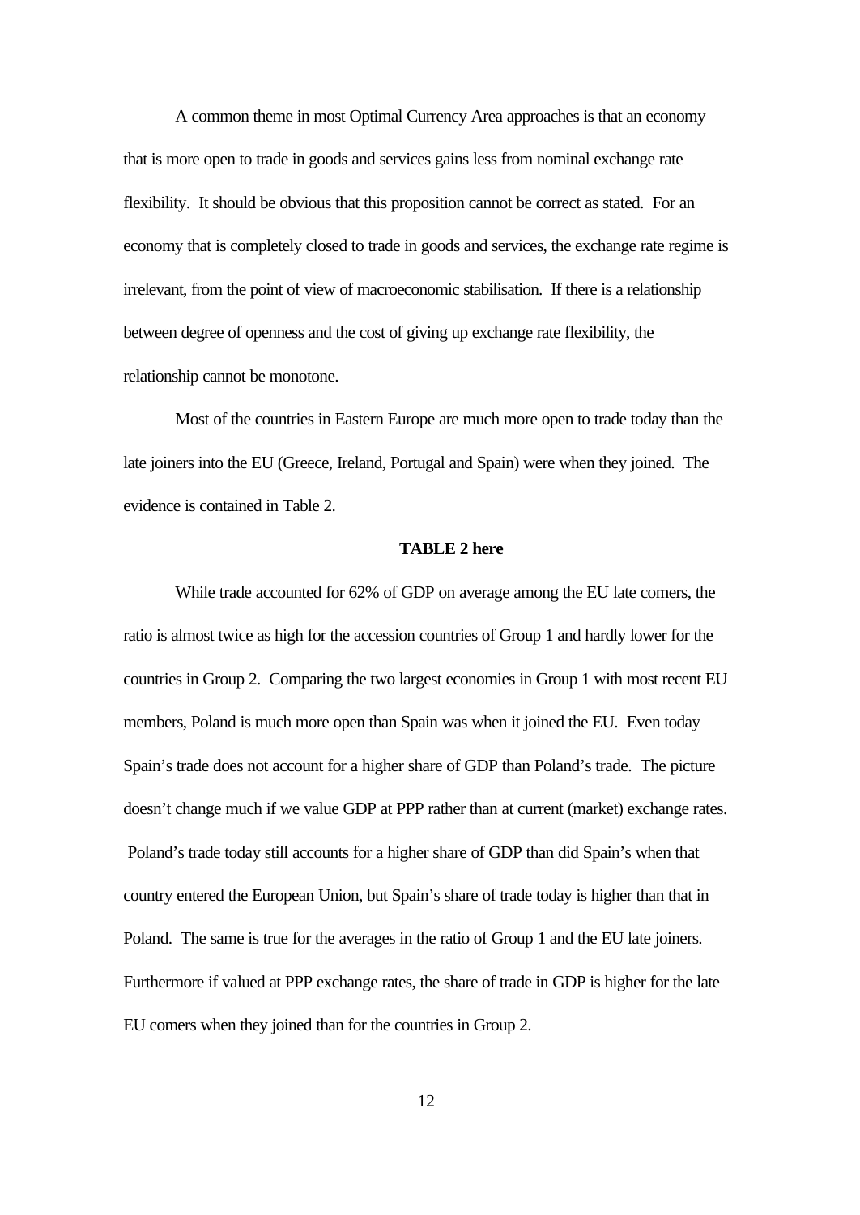A common theme in most Optimal Currency Area approaches is that an economy that is more open to trade in goods and services gains less from nominal exchange rate flexibility. It should be obvious that this proposition cannot be correct as stated. For an economy that is completely closed to trade in goods and services, the exchange rate regime is irrelevant, from the point of view of macroeconomic stabilisation. If there is a relationship between degree of openness and the cost of giving up exchange rate flexibility, the relationship cannot be monotone.

Most of the countries in Eastern Europe are much more open to trade today than the late joiners into the EU (Greece, Ireland, Portugal and Spain) were when they joined. The evidence is contained in Table 2.

**TABLE 2 here**

While trade accounted for 62% of GDP on average among the EU late comers, the ratio is almost twice as high for the accession countries of Group 1 and hardly lower for the countries in Group 2. Comparing the two largest economies in Group 1 with most recent EU members, Poland is much more open than Spain was when it joined the EU. Even today Spain's trade does not account for a higher share of GDP than Poland's trade. The picture doesn't change much if we value GDP at PPP rather than at current (market) exchange rates. Poland's trade today still accounts for a higher share of GDP than did Spain's when that country entered the European Union, but Spain's share of trade today is higher than that in Poland. The same is true for the averages in the ratio of Group 1 and the EU late joiners. Furthermore if valued at PPP exchange rates, the share of trade in GDP is higher for the late EU comers when they joined than for the countries in Group 2.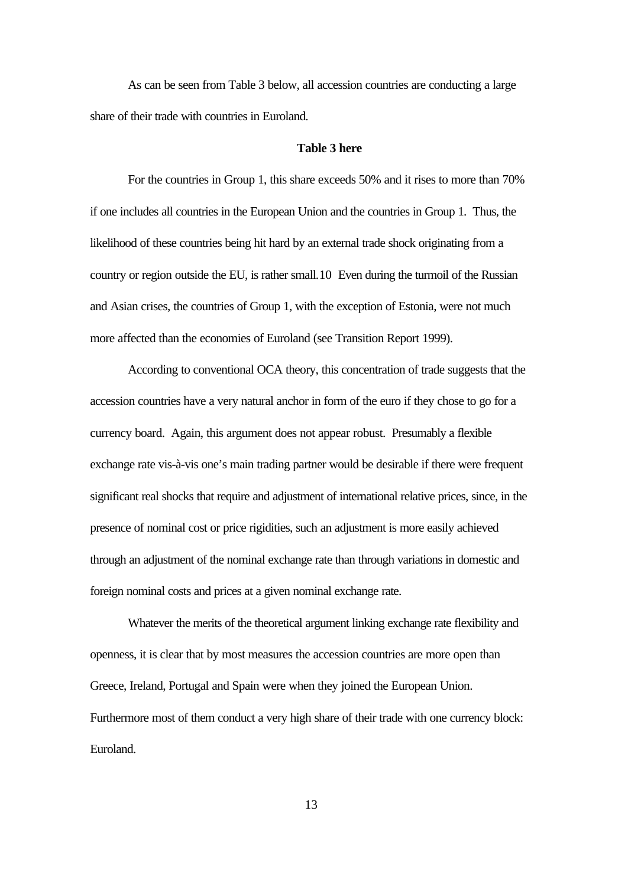As can be seen from Table 3 below, all accession countries are conducting a large share of their trade with countries in Euroland.

**Table 3 here**

For the countries in Group 1, this share exceeds 50% and it rises to more than 70% if one includes all countries in the European Union and the countries in Group 1. Thus, the likelihood of these countries being hit hard by an external trade shock originating from a country or region outside the EU, is rather small.[10] Even during the turmoil of the Russian and Asian crises, the countries of Group 1, with the exception of Estonia, were not much more affected than the economies of Euroland (see Transition Report 1999).

According to conventional OCA theory, this concentration of trade suggests that the accession countries have a very natural anchor in form of the euro if they chose to go for a currency board. Again, this argument does not appear robust. Presumably a flexible exchange rate vis-à-vis one's main trading partner would be desirable if there were frequent significant real shocks that require and adjustment of international relative prices, since, in the presence of nominal cost or price rigidities, such an adjustment is more easily achieved through an adjustment of the nominal exchange rate than through variations in domestic and foreign nominal costs and prices at a given nominal exchange rate.

Whatever the merits of the theoretical argument linking exchange rate flexibility and openness, it is clear that by most measures the accession countries are more open than Greece, Ireland, Portugal and Spain were when they joined the European Union. Furthermore most of them conduct a very high share of their trade with one currency block: Euroland.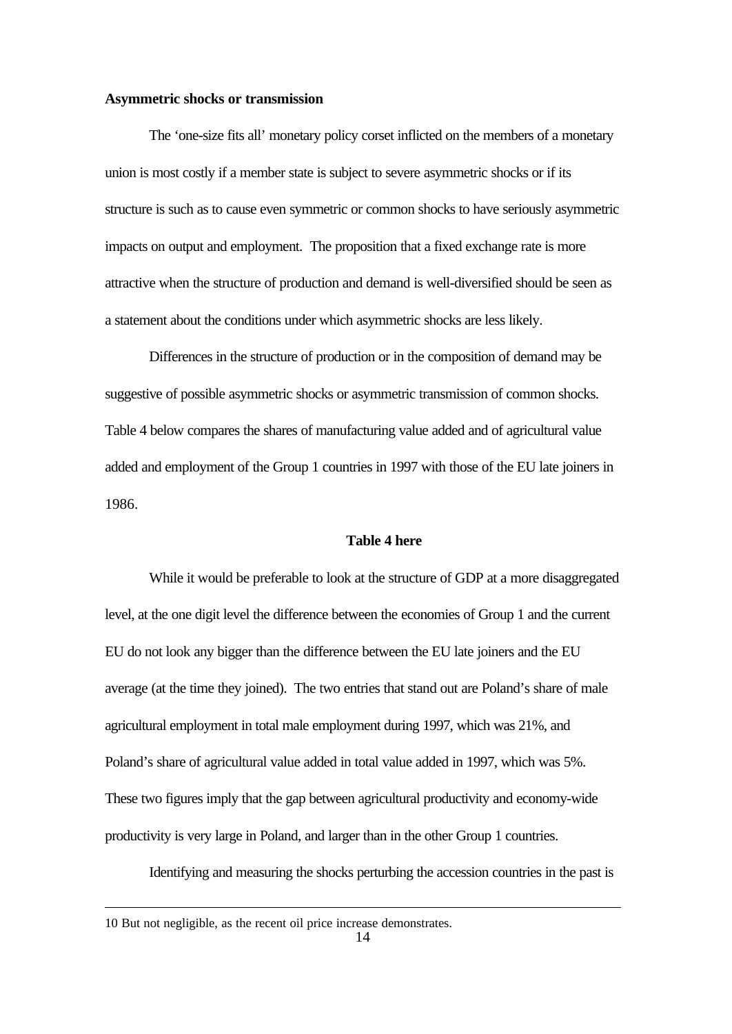**Asymmetric shocks or transmission**

The 'one-size fits all' monetary policy corset inflicted on the members of a monetary union is most costly if a member state is subject to severe asymmetric shocks or if its structure is such as to cause even symmetric or common shocks to have seriously asymmetric impacts on output and employment. The proposition that a fixed exchange rate is more attractive when the structure of production and demand is well-diversified should be seen as a statement about the conditions under which asymmetric shocks are less likely.

Differences in the structure of production or in the composition of demand may be suggestive of possible asymmetric shocks or asymmetric transmission of common shocks. Table 4 below compares the shares of manufacturing value added and of agricultural value added and employment of the Group 1 countries in 1997 with those of the EU late joiners in 1986.

**Table 4 here**

While it would be preferable to look at the structure of GDP at a more disaggregated level, at the one digit level the difference between the economies of Group 1 and the current EU do not look any bigger than the difference between the EU late joiners and the EU average (at the time they joined). The two entries that stand out are Poland's share of male agricultural employment in total male employment during 1997, which was 21%, and Poland's share of agricultural value added in total value added in 1997, which was 5%. These two figures imply that the gap between agricultural productivity and economy-wide productivity is very large in Poland, and larger than in the other Group 1 countries.

Identifying and measuring the shocks perturbing the accession countries in the past is

10 But not negligible, as the recent oil price increase demonstrates.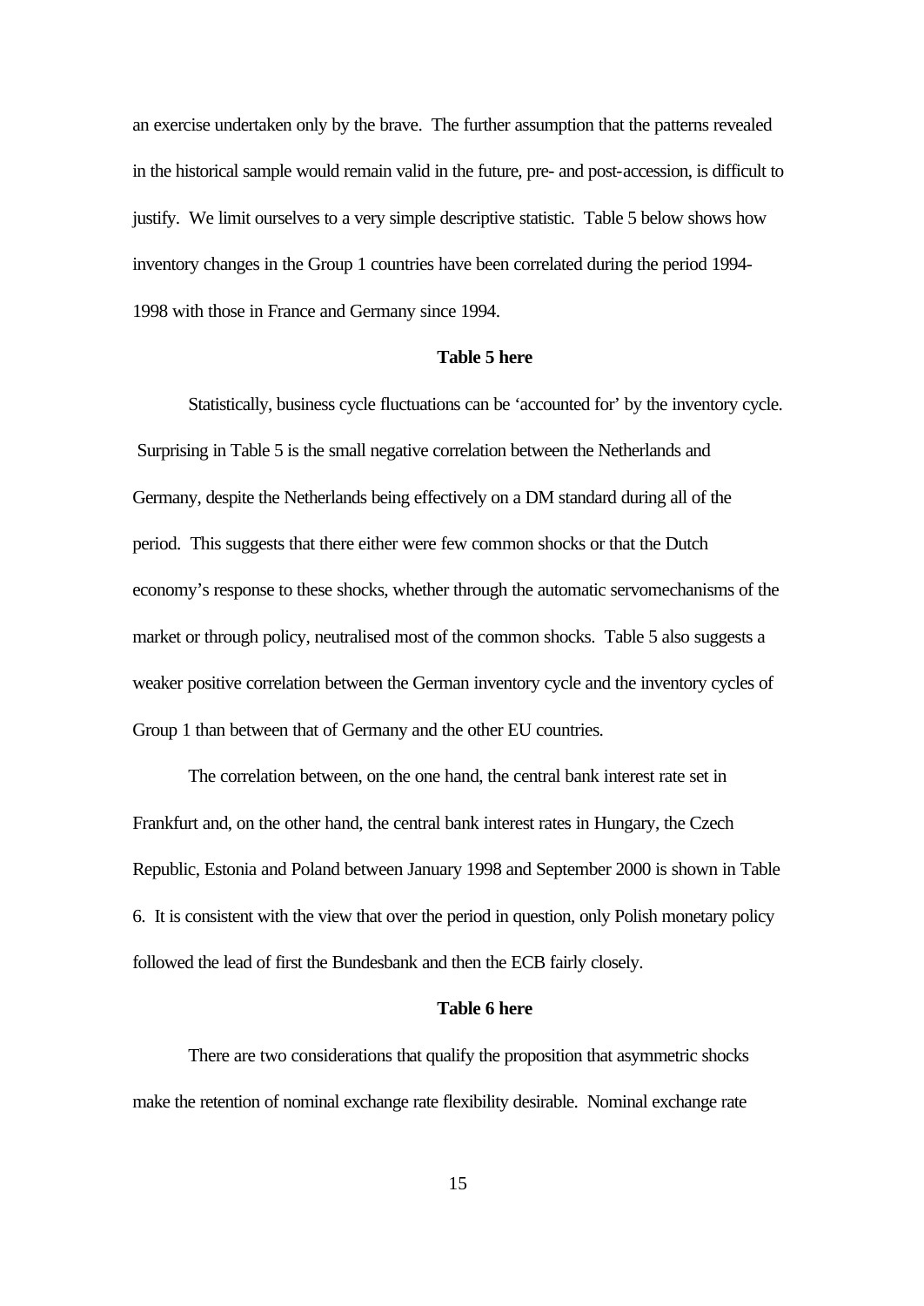an exercise undertaken only by the brave. The further assumption that the patterns revealed in the historical sample would remain valid in the future, pre- and post-accession, is difficult to justify. We limit ourselves to a very simple descriptive statistic. Table 5 below shows how inventory changes in the Group 1 countries have been correlated during the period 1994-1998 with those in France and Germany since 1994.

**Table 5 here**

Statistically, business cycle fluctuations can be 'accounted for' by the inventory cycle. Surprising in Table 5 is the small negative correlation between the Netherlands and Germany, despite the Netherlands being effectively on a DM standard during all of the period. This suggests that there either were few common shocks or that the Dutch economy's response to these shocks, whether through the automatic servomechanisms of the market or through policy, neutralised most of the common shocks. Table 5 also suggests a weaker positive correlation between the German inventory cycle and the inventory cycles of Group 1 than between that of Germany and the other EU countries.

The correlation between, on the one hand, the central bank interest rate set in Frankfurt and, on the other hand, the central bank interest rates in Hungary, the Czech Republic, Estonia and Poland between January 1998 and September 2000 is shown in Table 6. It is consistent with the view that over the period in question, only Polish monetary policy followed the lead of first the Bundesbank and then the ECB fairly closely.

**Table 6 here**

There are two considerations that qualify the proposition that asymmetric shocks make the retention of nominal exchange rate flexibility desirable. Nominal exchange rate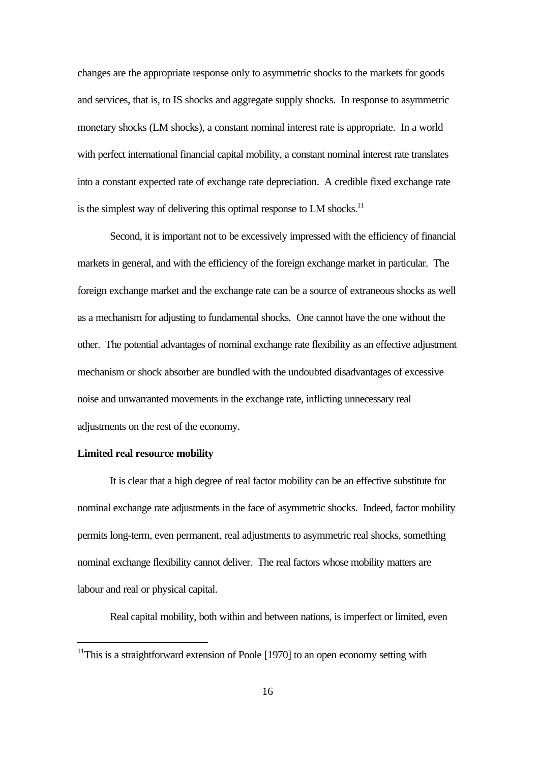changes are the appropriate response only to asymmetric shocks to the markets for goods and services, that is, to IS shocks and aggregate supply shocks. In response to asymmetric monetary shocks (LM shocks), a constant nominal interest rate is appropriate. In a world with perfect international financial capital mobility, a constant nominal interest rate translates into a constant expected rate of exchange rate depreciation. A credible fixed exchange rate is the simplest way of delivering this optimal response to LM shocks.[11]

Second, it is important not to be excessively impressed with the efficiency of financial markets in general, and with the efficiency of the foreign exchange market in particular. The foreign exchange market and the exchange rate can be a source of extraneous shocks as well as a mechanism for adjusting to fundamental shocks. One cannot have the one without the other. The potential advantages of nominal exchange rate flexibility as an effective adjustment mechanism or shock absorber are bundled with the undoubted disadvantages of excessive noise and unwarranted movements in the exchange rate, inflicting unnecessary real adjustments on the rest of the economy.

**Limited real resource mobility**

It is clear that a high degree of real factor mobility can be an effective substitute for nominal exchange rate adjustments in the face of asymmetric shocks. Indeed, factor mobility permits long-term, even permanent, real adjustments to asymmetric real shocks, something nominal exchange flexibility cannot deliver. The real factors whose mobility matters are labour and real or physical capital.

Real capital mobility, both within and between nations, is imperfect or limited, even

---

[11] This is a straightforward extension of Poole [1970] to an open economy setting with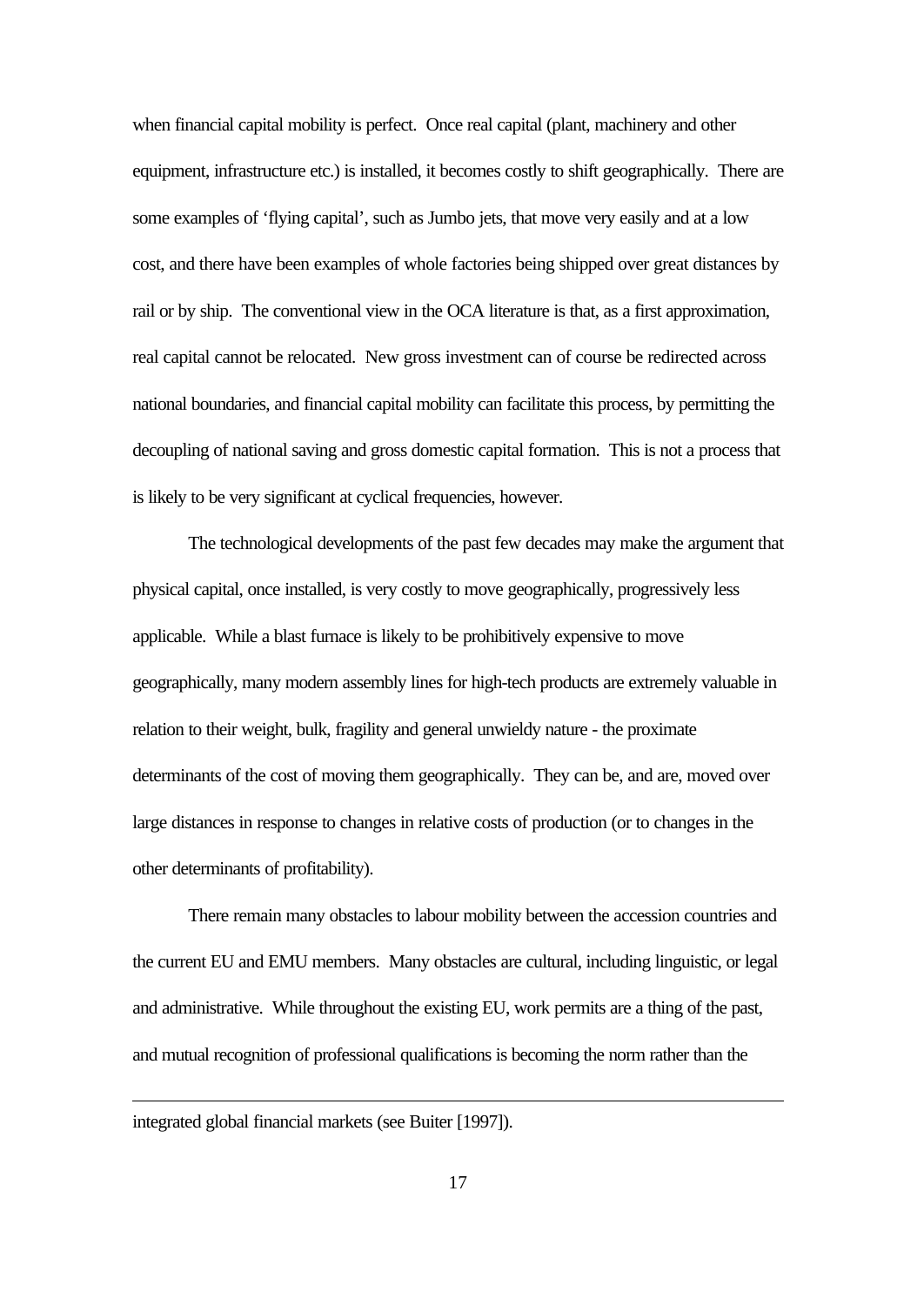when financial capital mobility is perfect. Once real capital (plant, machinery and other equipment, infrastructure etc.) is installed, it becomes costly to shift geographically. There are some examples of 'flying capital', such as Jumbo jets, that move very easily and at a low cost, and there have been examples of whole factories being shipped over great distances by rail or by ship. The conventional view in the OCA literature is that, as a first approximation, real capital cannot be relocated. New gross investment can of course be redirected across national boundaries, and financial capital mobility can facilitate this process, by permitting the decoupling of national saving and gross domestic capital formation. This is not a process that is likely to be very significant at cyclical frequencies, however.

The technological developments of the past few decades may make the argument that physical capital, once installed, is very costly to move geographically, progressively less applicable. While a blast furnace is likely to be prohibitively expensive to move geographically, many modern assembly lines for high-tech products are extremely valuable in relation to their weight, bulk, fragility and general unwieldy nature - the proximate determinants of the cost of moving them geographically. They can be, and are, moved over large distances in response to changes in relative costs of production (or to changes in the other determinants of profitability).

There remain many obstacles to labour mobility between the accession countries and the current EU and EMU members. Many obstacles are cultural, including linguistic, or legal and administrative. While throughout the existing EU, work permits are a thing of the past, and mutual recognition of professional qualifications is becoming the norm rather than the

---

integrated global financial markets (see Buiter [1997]).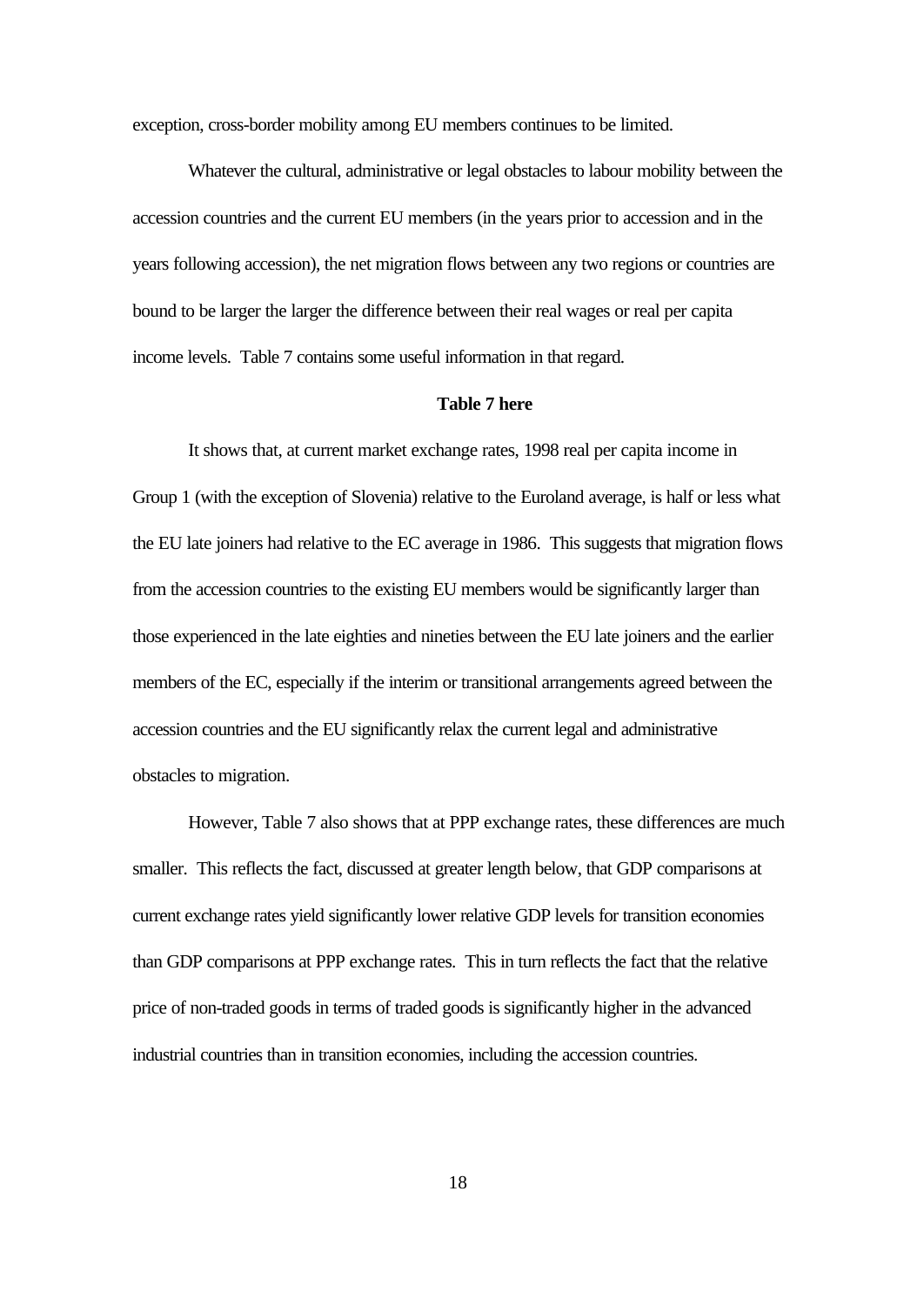exception, cross-border mobility among EU members continues to be limited.

Whatever the cultural, administrative or legal obstacles to labour mobility between the accession countries and the current EU members (in the years prior to accession and in the years following accession), the net migration flows between any two regions or countries are bound to be larger the larger the difference between their real wages or real per capita income levels. Table 7 contains some useful information in that regard.

**Table 7 here**

It shows that, at current market exchange rates, 1998 real per capita income in Group 1 (with the exception of Slovenia) relative to the Euroland average, is half or less what the EU late joiners had relative to the EC average in 1986. This suggests that migration flows from the accession countries to the existing EU members would be significantly larger than those experienced in the late eighties and nineties between the EU late joiners and the earlier members of the EC, especially if the interim or transitional arrangements agreed between the accession countries and the EU significantly relax the current legal and administrative obstacles to migration.

However, Table 7 also shows that at PPP exchange rates, these differences are much smaller. This reflects the fact, discussed at greater length below, that GDP comparisons at current exchange rates yield significantly lower relative GDP levels for transition economies than GDP comparisons at PPP exchange rates. This in turn reflects the fact that the relative price of non-traded goods in terms of traded goods is significantly higher in the advanced industrial countries than in transition economies, including the accession countries.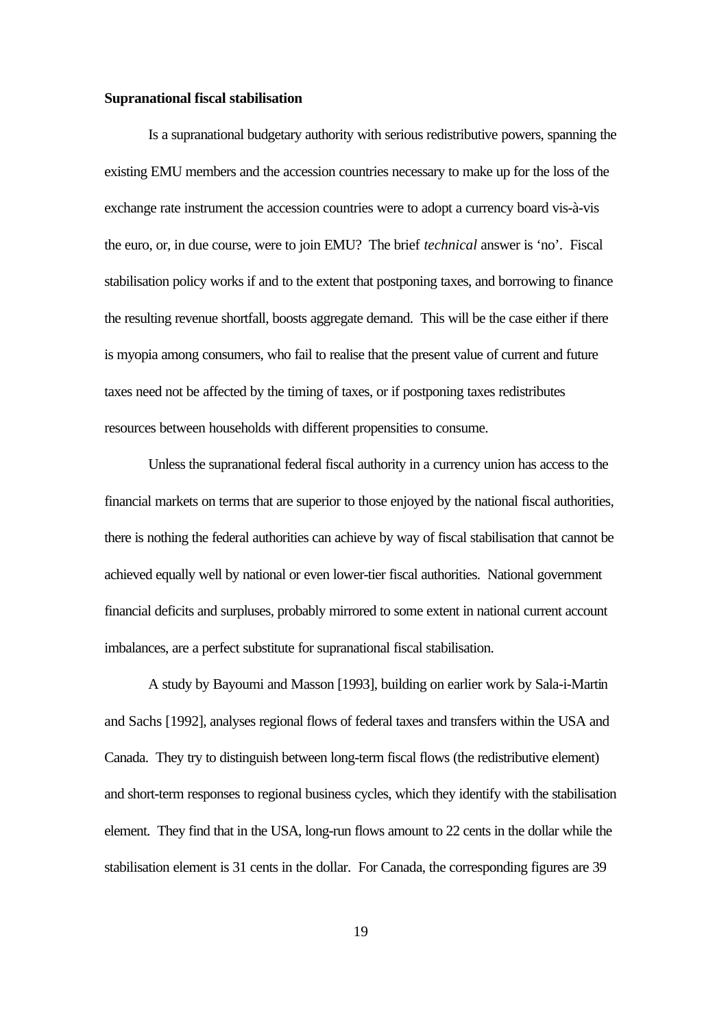**Supranational fiscal stabilisation**

Is a supranational budgetary authority with serious redistributive powers, spanning the existing EMU members and the accession countries necessary to make up for the loss of the exchange rate instrument the accession countries were to adopt a currency board vis-à-vis the euro, or, in due course, were to join EMU? The brief *technical* answer is 'no'. Fiscal stabilisation policy works if and to the extent that postponing taxes, and borrowing to finance the resulting revenue shortfall, boosts aggregate demand. This will be the case either if there is myopia among consumers, who fail to realise that the present value of current and future taxes need not be affected by the timing of taxes, or if postponing taxes redistributes resources between households with different propensities to consume.

Unless the supranational federal fiscal authority in a currency union has access to the financial markets on terms that are superior to those enjoyed by the national fiscal authorities, there is nothing the federal authorities can achieve by way of fiscal stabilisation that cannot be achieved equally well by national or even lower-tier fiscal authorities. National government financial deficits and surpluses, probably mirrored to some extent in national current account imbalances, are a perfect substitute for supranational fiscal stabilisation.

A study by Bayoumi and Masson [1993], building on earlier work by Sala-i-Martin and Sachs [1992], analyses regional flows of federal taxes and transfers within the USA and Canada. They try to distinguish between long-term fiscal flows (the redistributive element) and short-term responses to regional business cycles, which they identify with the stabilisation element. They find that in the USA, long-run flows amount to 22 cents in the dollar while the stabilisation element is 31 cents in the dollar. For Canada, the corresponding figures are 39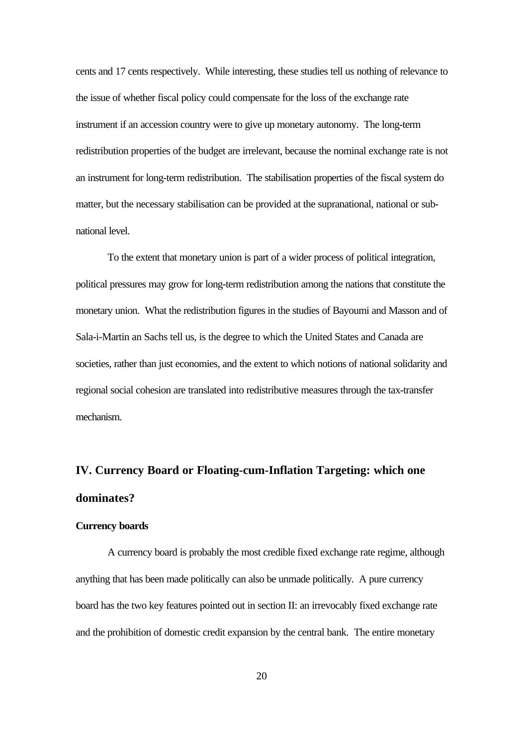cents and 17 cents respectively. While interesting, these studies tell us nothing of relevance to the issue of whether fiscal policy could compensate for the loss of the exchange rate instrument if an accession country were to give up monetary autonomy. The long-term redistribution properties of the budget are irrelevant, because the nominal exchange rate is not an instrument for long-term redistribution. The stabilisation properties of the fiscal system do matter, but the necessary stabilisation can be provided at the supranational, national or sub-national level.

To the extent that monetary union is part of a wider process of political integration, political pressures may grow for long-term redistribution among the nations that constitute the monetary union. What the redistribution figures in the studies of Bayoumi and Masson and of Sala-i-Martin an Sachs tell us, is the degree to which the United States and Canada are societies, rather than just economies, and the extent to which notions of national solidarity and regional social cohesion are translated into redistributive measures through the tax-transfer mechanism.

## IV. Currency Board or Floating-cum-Inflation Targeting: which one dominates?

### Currency boards

A currency board is probably the most credible fixed exchange rate regime, although anything that has been made politically can also be unmade politically. A pure currency board has the two key features pointed out in section II: an irrevocably fixed exchange rate and the prohibition of domestic credit expansion by the central bank. The entire monetary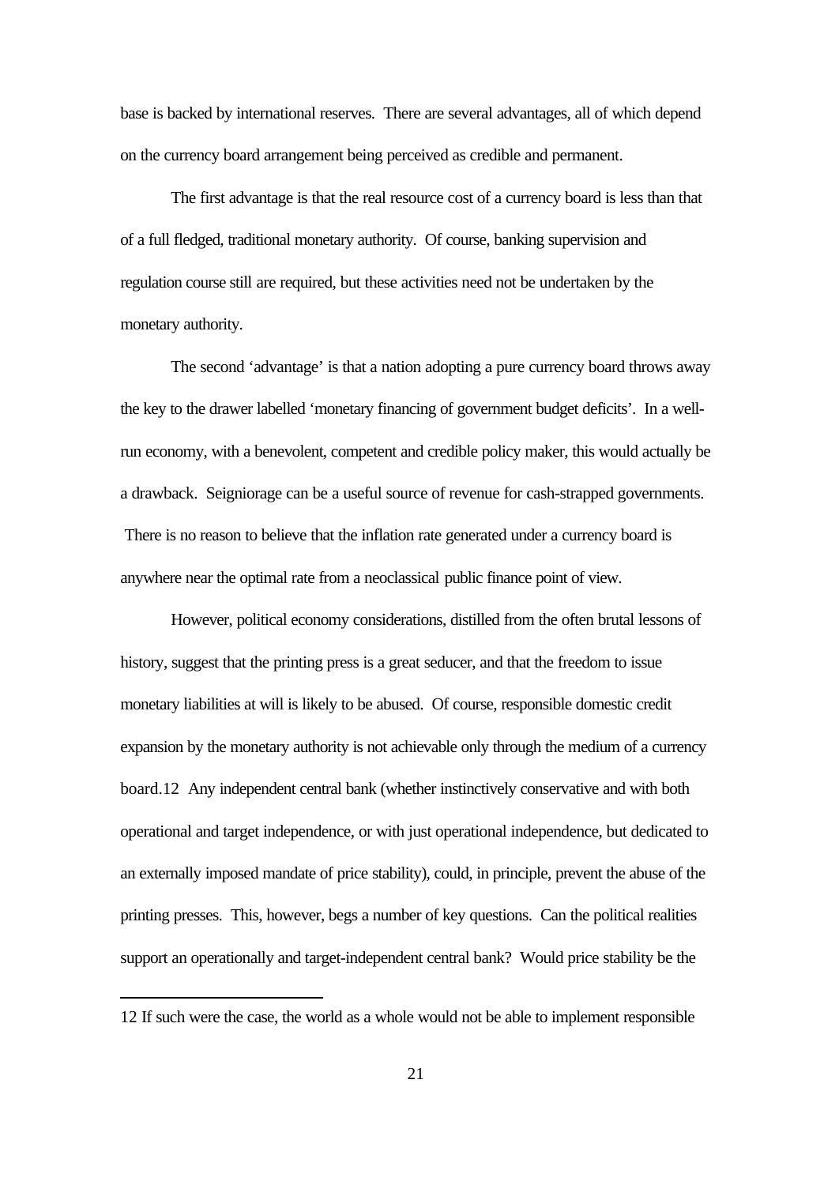base is backed by international reserves. There are several advantages, all of which depend on the currency board arrangement being perceived as credible and permanent.

The first advantage is that the real resource cost of a currency board is less than that of a full fledged, traditional monetary authority. Of course, banking supervision and regulation course still are required, but these activities need not be undertaken by the monetary authority.

The second 'advantage' is that a nation adopting a pure currency board throws away the key to the drawer labelled 'monetary financing of government budget deficits'. In a well-run economy, with a benevolent, competent and credible policy maker, this would actually be a drawback. Seigniorage can be a useful source of revenue for cash-strapped governments. There is no reason to believe that the inflation rate generated under a currency board is anywhere near the optimal rate from a neoclassical public finance point of view.

However, political economy considerations, distilled from the often brutal lessons of history, suggest that the printing press is a great seducer, and that the freedom to issue monetary liabilities at will is likely to be abused. Of course, responsible domestic credit expansion by the monetary authority is not achievable only through the medium of a currency board.[12] Any independent central bank (whether instinctively conservative and with both operational and target independence, or with just operational independence, but dedicated to an externally imposed mandate of price stability), could, in principle, prevent the abuse of the printing presses. This, however, begs a number of key questions. Can the political realities support an operationally and target-independent central bank? Would price stability be the

---

12 If such were the case, the world as a whole would not be able to implement responsible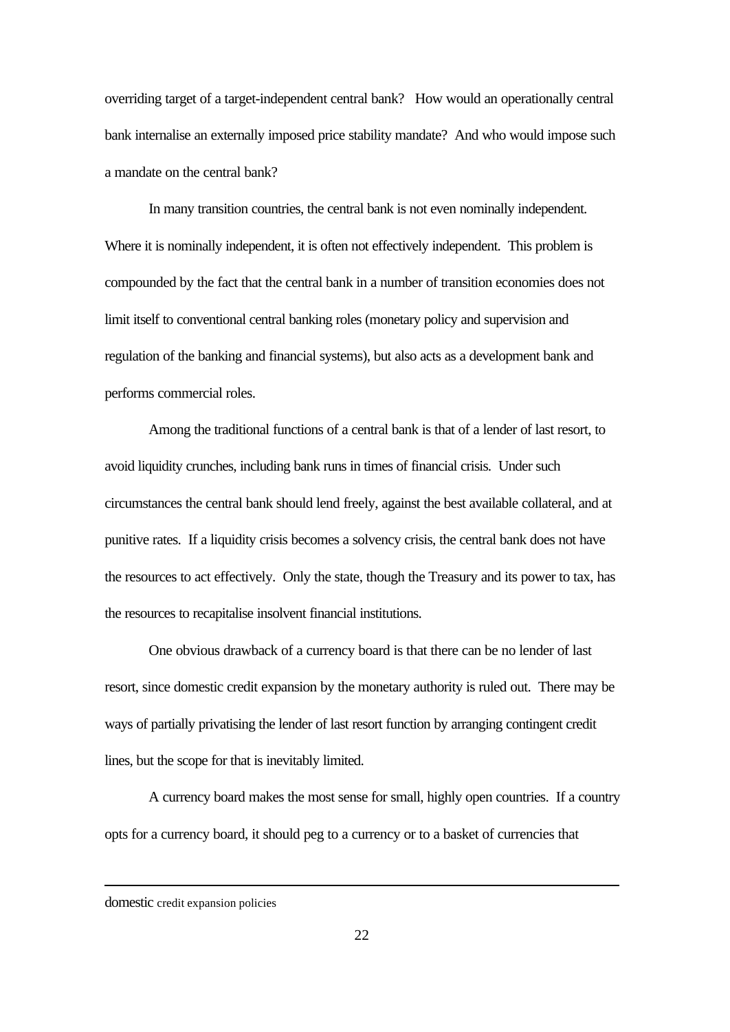overriding target of a target-independent central bank? How would an operationally central bank internalise an externally imposed price stability mandate? And who would impose such a mandate on the central bank?

In many transition countries, the central bank is not even nominally independent. Where it is nominally independent, it is often not effectively independent. This problem is compounded by the fact that the central bank in a number of transition economies does not limit itself to conventional central banking roles (monetary policy and supervision and regulation of the banking and financial systems), but also acts as a development bank and performs commercial roles.

Among the traditional functions of a central bank is that of a lender of last resort, to avoid liquidity crunches, including bank runs in times of financial crisis. Under such circumstances the central bank should lend freely, against the best available collateral, and at punitive rates. If a liquidity crisis becomes a solvency crisis, the central bank does not have the resources to act effectively. Only the state, though the Treasury and its power to tax, has the resources to recapitalise insolvent financial institutions.

One obvious drawback of a currency board is that there can be no lender of last resort, since domestic credit expansion by the monetary authority is ruled out. There may be ways of partially privatising the lender of last resort function by arranging contingent credit lines, but the scope for that is inevitably limited.

A currency board makes the most sense for small, highly open countries. If a country opts for a currency board, it should peg to a currency or to a basket of currencies that

---

domestic credit expansion policies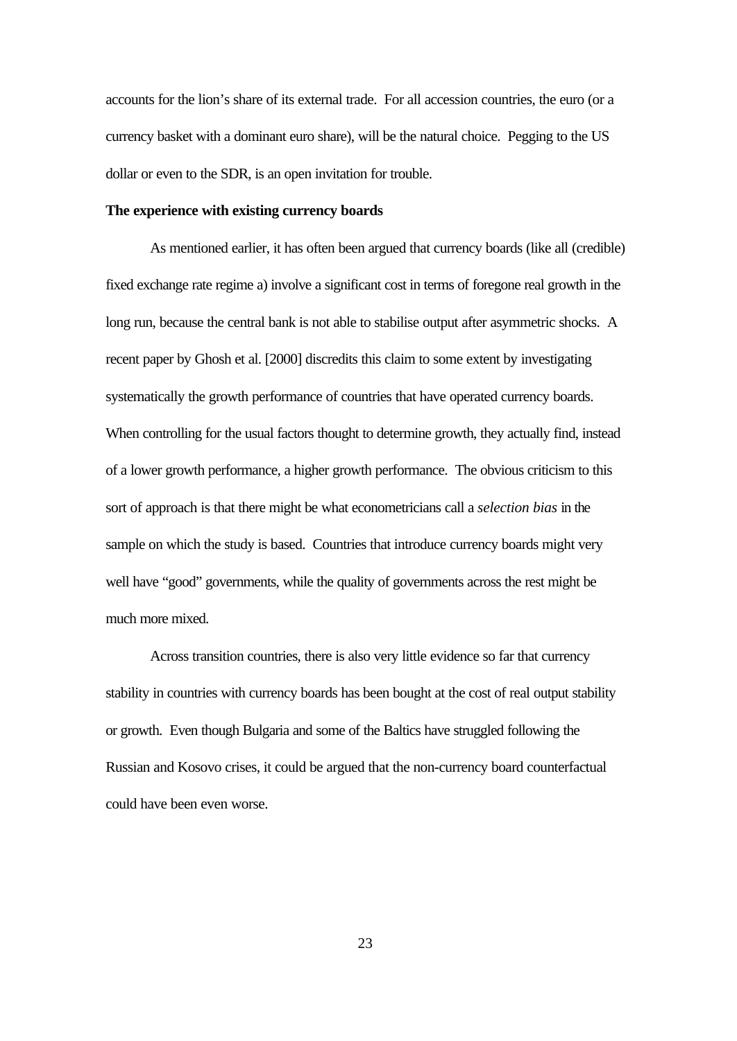accounts for the lion's share of its external trade. For all accession countries, the euro (or a currency basket with a dominant euro share), will be the natural choice. Pegging to the US dollar or even to the SDR, is an open invitation for trouble.

**The experience with existing currency boards**

As mentioned earlier, it has often been argued that currency boards (like all (credible) fixed exchange rate regime a) involve a significant cost in terms of foregone real growth in the long run, because the central bank is not able to stabilise output after asymmetric shocks. A recent paper by Ghosh et al. [2000] discredits this claim to some extent by investigating systematically the growth performance of countries that have operated currency boards. When controlling for the usual factors thought to determine growth, they actually find, instead of a lower growth performance, a higher growth performance. The obvious criticism to this sort of approach is that there might be what econometricians call a *selection bias* in the sample on which the study is based. Countries that introduce currency boards might very well have "good" governments, while the quality of governments across the rest might be much more mixed.

Across transition countries, there is also very little evidence so far that currency stability in countries with currency boards has been bought at the cost of real output stability or growth. Even though Bulgaria and some of the Baltics have struggled following the Russian and Kosovo crises, it could be argued that the non-currency board counterfactual could have been even worse.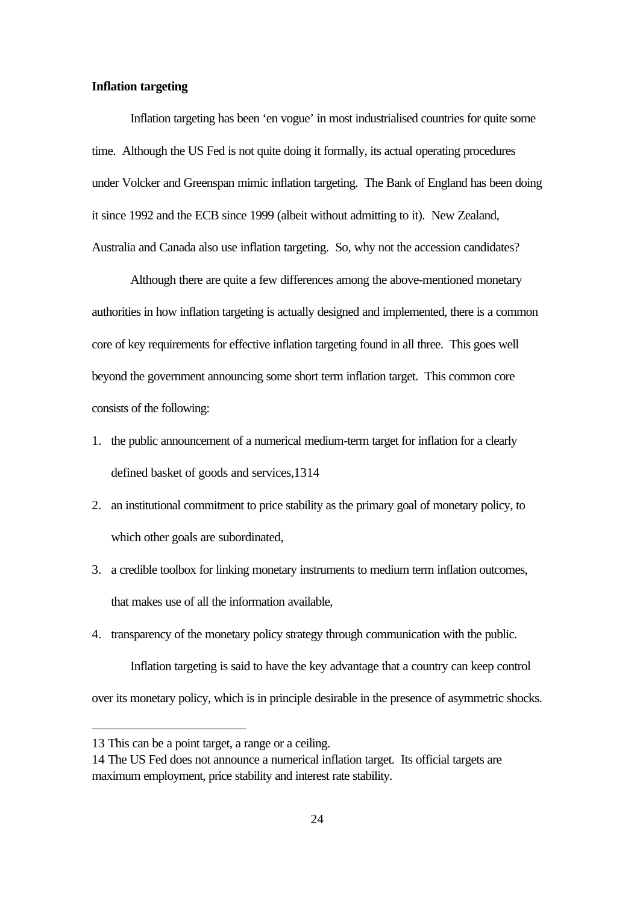**Inflation targeting**

Inflation targeting has been 'en vogue' in most industrialised countries for quite some time. Although the US Fed is not quite doing it formally, its actual operating procedures under Volcker and Greenspan mimic inflation targeting. The Bank of England has been doing it since 1992 and the ECB since 1999 (albeit without admitting to it). New Zealand, Australia and Canada also use inflation targeting. So, why not the accession candidates?

Although there are quite a few differences among the above-mentioned monetary authorities in how inflation targeting is actually designed and implemented, there is a common core of key requirements for effective inflation targeting found in all three. This goes well beyond the government announcing some short term inflation target. This common core consists of the following:

1. the public announcement of a numerical medium-term target for inflation for a clearly defined basket of goods and services,[13][14]
2. an institutional commitment to price stability as the primary goal of monetary policy, to which other goals are subordinated,
3. a credible toolbox for linking monetary instruments to medium term inflation outcomes, that makes use of all the information available,
4. transparency of the monetary policy strategy through communication with the public.

Inflation targeting is said to have the key advantage that a country can keep control over its monetary policy, which is in principle desirable in the presence of asymmetric shocks.

---

13 This can be a point target, a range or a ceiling.

14 The US Fed does not announce a numerical inflation target. Its official targets are maximum employment, price stability and interest rate stability.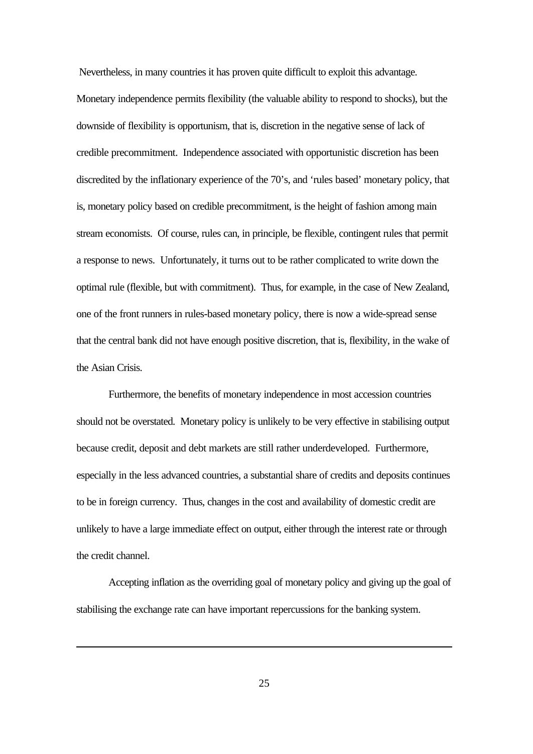Nevertheless, in many countries it has proven quite difficult to exploit this advantage. Monetary independence permits flexibility (the valuable ability to respond to shocks), but the downside of flexibility is opportunism, that is, discretion in the negative sense of lack of credible precommitment. Independence associated with opportunistic discretion has been discredited by the inflationary experience of the 70's, and 'rules based' monetary policy, that is, monetary policy based on credible precommitment, is the height of fashion among main stream economists. Of course, rules can, in principle, be flexible, contingent rules that permit a response to news. Unfortunately, it turns out to be rather complicated to write down the optimal rule (flexible, but with commitment). Thus, for example, in the case of New Zealand, one of the front runners in rules-based monetary policy, there is now a wide-spread sense that the central bank did not have enough positive discretion, that is, flexibility, in the wake of the Asian Crisis.

Furthermore, the benefits of monetary independence in most accession countries should not be overstated. Monetary policy is unlikely to be very effective in stabilising output because credit, deposit and debt markets are still rather underdeveloped. Furthermore, especially in the less advanced countries, a substantial share of credits and deposits continues to be in foreign currency. Thus, changes in the cost and availability of domestic credit are unlikely to have a large immediate effect on output, either through the interest rate or through the credit channel.

Accepting inflation as the overriding goal of monetary policy and giving up the goal of stabilising the exchange rate can have important repercussions for the banking system.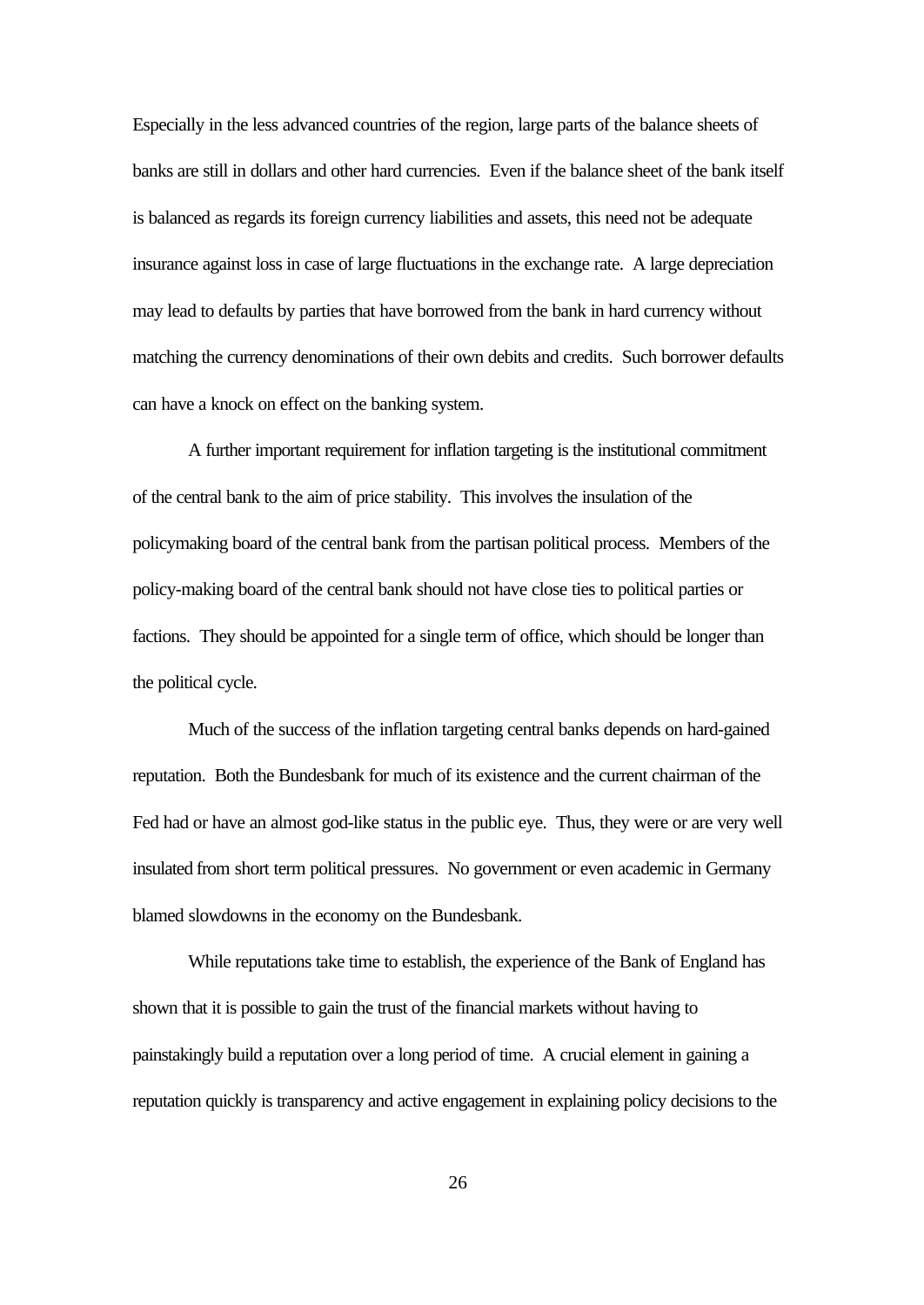Especially in the less advanced countries of the region, large parts of the balance sheets of banks are still in dollars and other hard currencies. Even if the balance sheet of the bank itself is balanced as regards its foreign currency liabilities and assets, this need not be adequate insurance against loss in case of large fluctuations in the exchange rate. A large depreciation may lead to defaults by parties that have borrowed from the bank in hard currency without matching the currency denominations of their own debits and credits. Such borrower defaults can have a knock on effect on the banking system.

A further important requirement for inflation targeting is the institutional commitment of the central bank to the aim of price stability. This involves the insulation of the policymaking board of the central bank from the partisan political process. Members of the policy-making board of the central bank should not have close ties to political parties or factions. They should be appointed for a single term of office, which should be longer than the political cycle.

Much of the success of the inflation targeting central banks depends on hard-gained reputation. Both the Bundesbank for much of its existence and the current chairman of the Fed had or have an almost god-like status in the public eye. Thus, they were or are very well insulated from short term political pressures. No government or even academic in Germany blamed slowdowns in the economy on the Bundesbank.

While reputations take time to establish, the experience of the Bank of England has shown that it is possible to gain the trust of the financial markets without having to painstakingly build a reputation over a long period of time. A crucial element in gaining a reputation quickly is transparency and active engagement in explaining policy decisions to the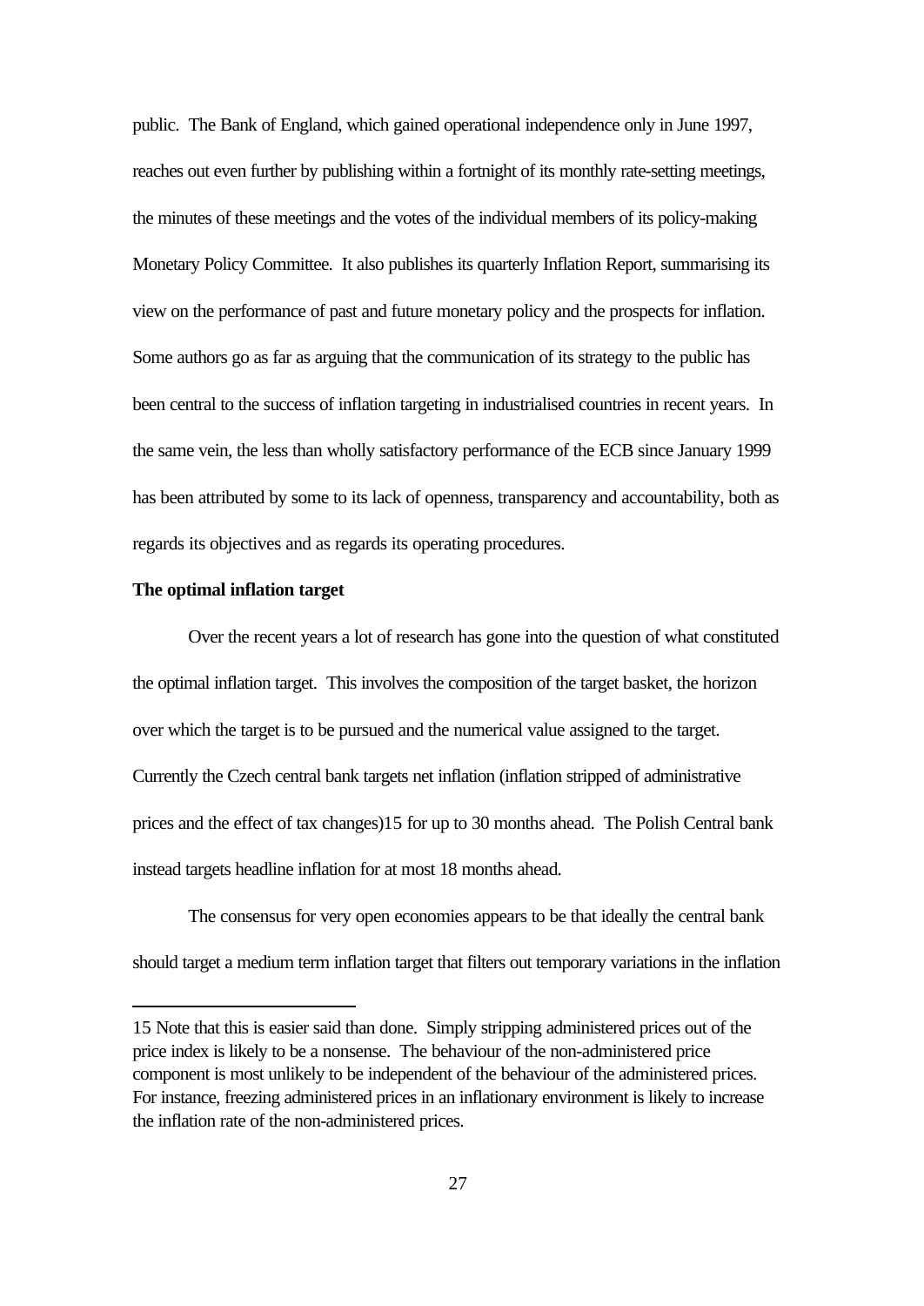public. The Bank of England, which gained operational independence only in June 1997, reaches out even further by publishing within a fortnight of its monthly rate-setting meetings, the minutes of these meetings and the votes of the individual members of its policy-making Monetary Policy Committee. It also publishes its quarterly Inflation Report, summarising its view on the performance of past and future monetary policy and the prospects for inflation. Some authors go as far as arguing that the communication of its strategy to the public has been central to the success of inflation targeting in industrialised countries in recent years. In the same vein, the less than wholly satisfactory performance of the ECB since January 1999 has been attributed by some to its lack of openness, transparency and accountability, both as regards its objectives and as regards its operating procedures.

**The optimal inflation target**

Over the recent years a lot of research has gone into the question of what constituted the optimal inflation target. This involves the composition of the target basket, the horizon over which the target is to be pursued and the numerical value assigned to the target. Currently the Czech central bank targets net inflation (inflation stripped of administrative prices and the effect of tax changes)[15] for up to 30 months ahead. The Polish Central bank instead targets headline inflation for at most 18 months ahead.

The consensus for very open economies appears to be that ideally the central bank should target a medium term inflation target that filters out temporary variations in the inflation

---

[15] Note that this is easier said than done. Simply stripping administered prices out of the price index is likely to be a nonsense. The behaviour of the non-administered price component is most unlikely to be independent of the behaviour of the administered prices. For instance, freezing administered prices in an inflationary environment is likely to increase the inflation rate of the non-administered prices.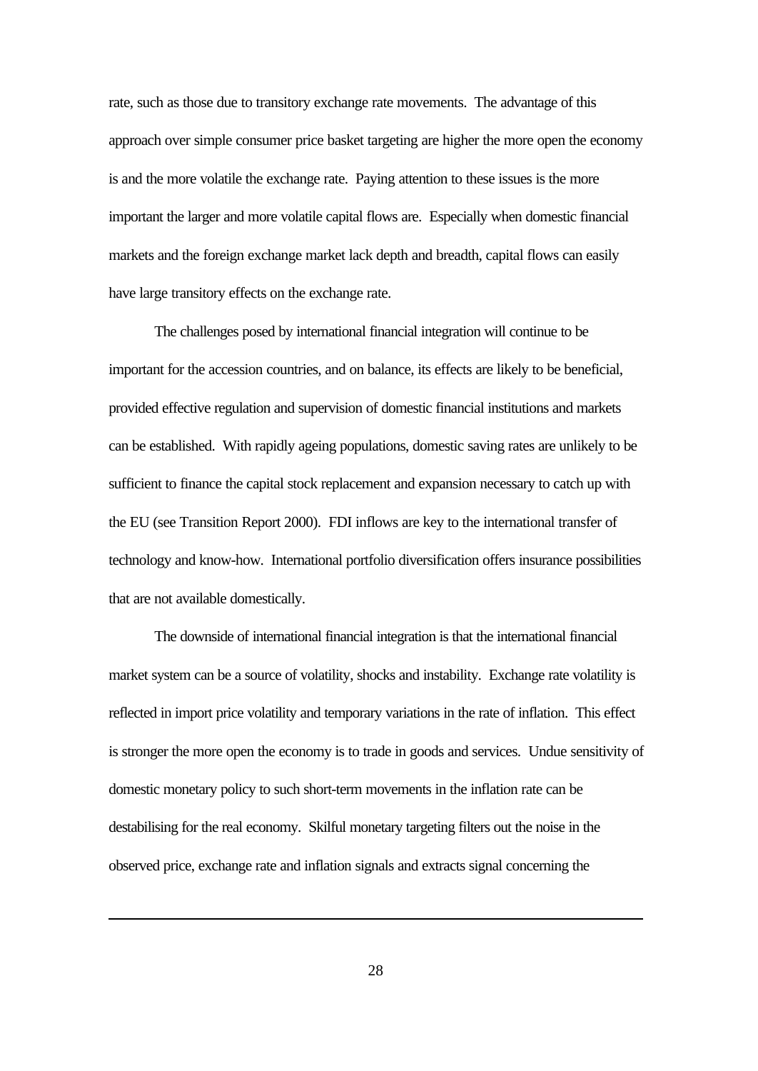rate, such as those due to transitory exchange rate movements. The advantage of this approach over simple consumer price basket targeting are higher the more open the economy is and the more volatile the exchange rate. Paying attention to these issues is the more important the larger and more volatile capital flows are. Especially when domestic financial markets and the foreign exchange market lack depth and breadth, capital flows can easily have large transitory effects on the exchange rate.

The challenges posed by international financial integration will continue to be important for the accession countries, and on balance, its effects are likely to be beneficial, provided effective regulation and supervision of domestic financial institutions and markets can be established. With rapidly ageing populations, domestic saving rates are unlikely to be sufficient to finance the capital stock replacement and expansion necessary to catch up with the EU (see Transition Report 2000). FDI inflows are key to the international transfer of technology and know-how. International portfolio diversification offers insurance possibilities that are not available domestically.

The downside of international financial integration is that the international financial market system can be a source of volatility, shocks and instability. Exchange rate volatility is reflected in import price volatility and temporary variations in the rate of inflation. This effect is stronger the more open the economy is to trade in goods and services. Undue sensitivity of domestic monetary policy to such short-term movements in the inflation rate can be destabilising for the real economy. Skilful monetary targeting filters out the noise in the observed price, exchange rate and inflation signals and extracts signal concerning the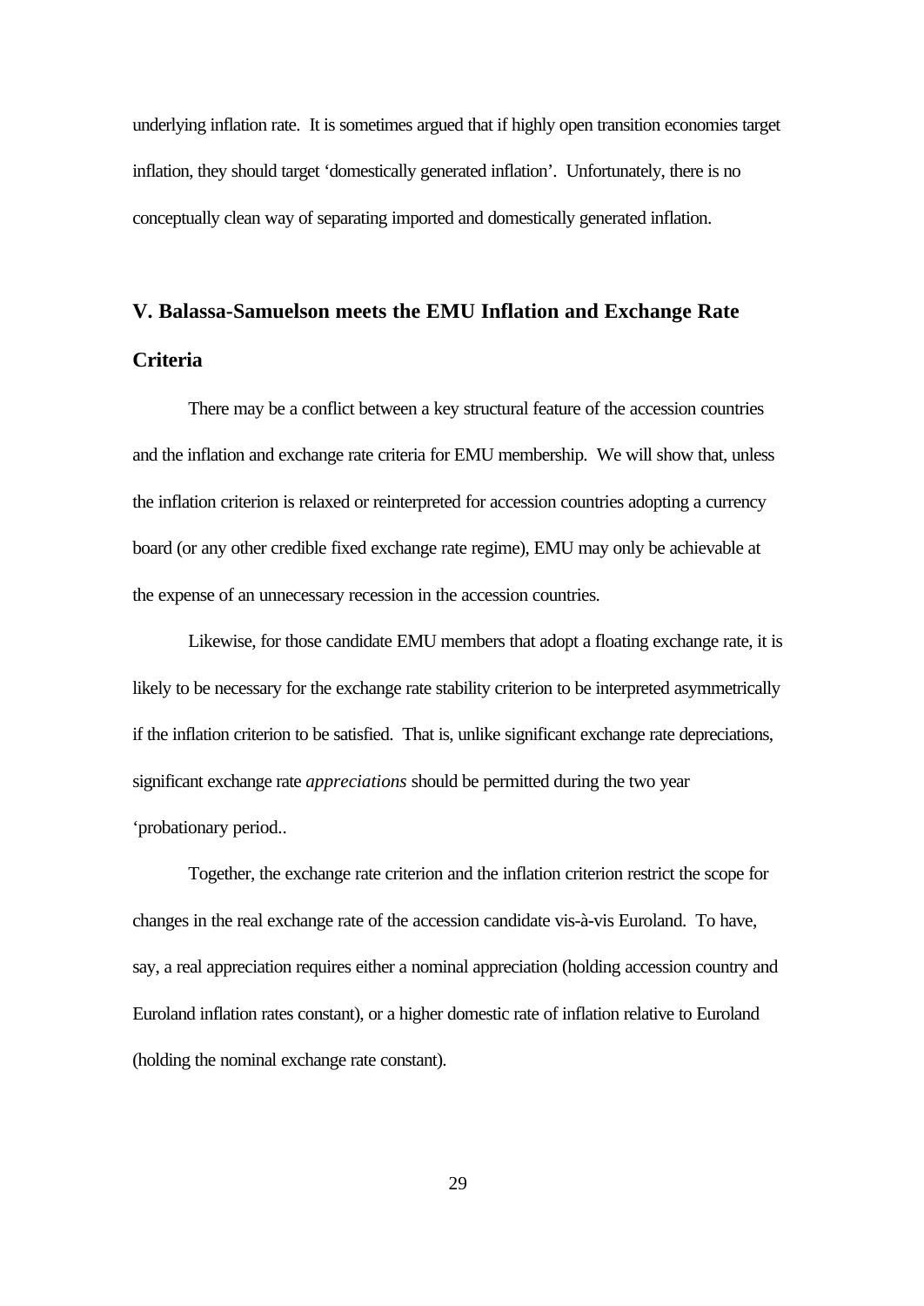underlying inflation rate. It is sometimes argued that if highly open transition economies target inflation, they should target 'domestically generated inflation'. Unfortunately, there is no conceptually clean way of separating imported and domestically generated inflation.

## V. Balassa-Samuelson meets the EMU Inflation and Exchange Rate Criteria

There may be a conflict between a key structural feature of the accession countries and the inflation and exchange rate criteria for EMU membership. We will show that, unless the inflation criterion is relaxed or reinterpreted for accession countries adopting a currency board (or any other credible fixed exchange rate regime), EMU may only be achievable at the expense of an unnecessary recession in the accession countries.

Likewise, for those candidate EMU members that adopt a floating exchange rate, it is likely to be necessary for the exchange rate stability criterion to be interpreted asymmetrically if the inflation criterion to be satisfied. That is, unlike significant exchange rate depreciations, significant exchange rate *appreciations* should be permitted during the two year 'probationary period..

Together, the exchange rate criterion and the inflation criterion restrict the scope for changes in the real exchange rate of the accession candidate vis-à-vis Euroland. To have, say, a real appreciation requires either a nominal appreciation (holding accession country and Euroland inflation rates constant), or a higher domestic rate of inflation relative to Euroland (holding the nominal exchange rate constant).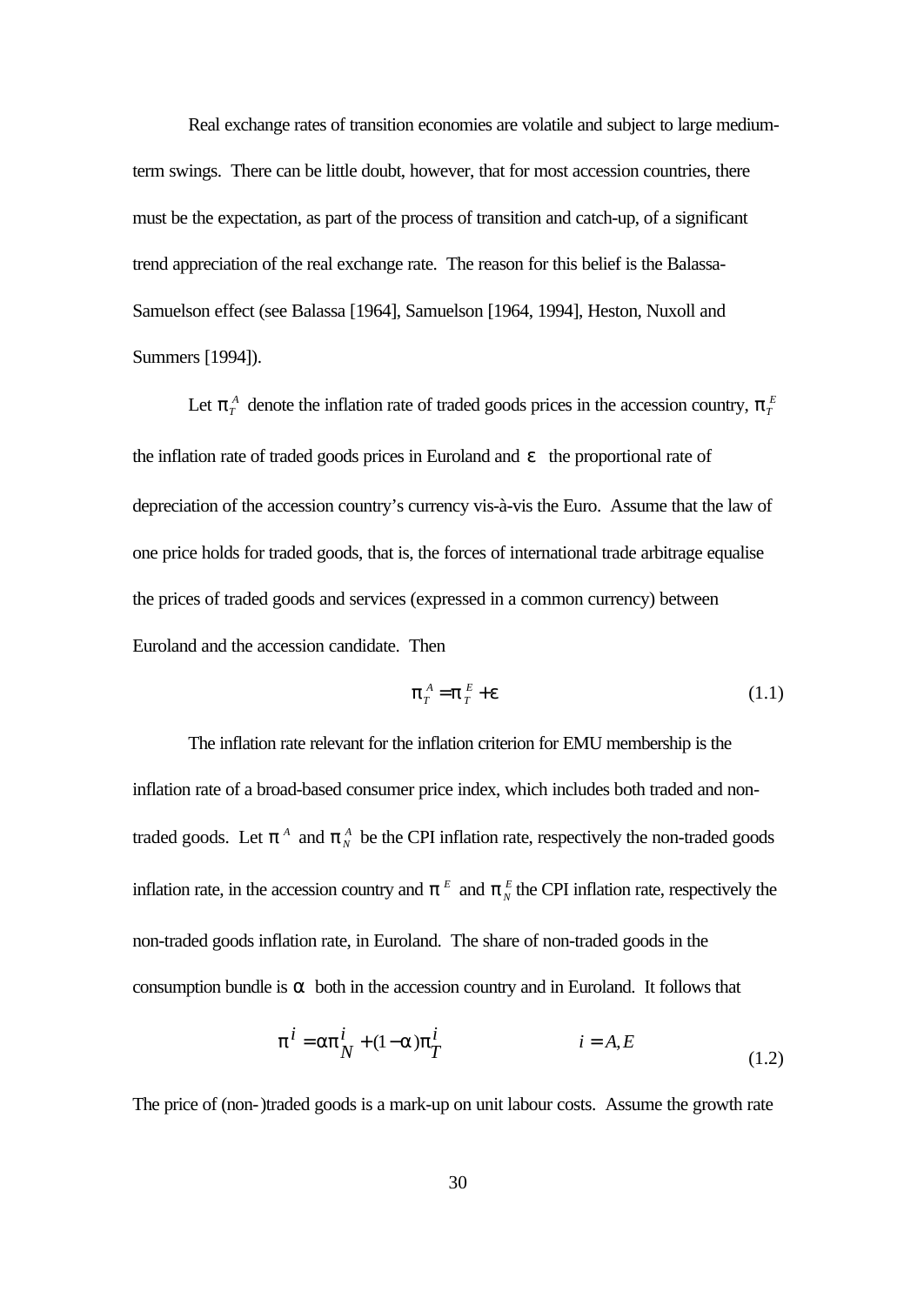Real exchange rates of transition economies are volatile and subject to large medium-term swings. There can be little doubt, however, that for most accession countries, there must be the expectation, as part of the process of transition and catch-up, of a significant trend appreciation of the real exchange rate. The reason for this belief is the Balassa-Samuelson effect (see Balassa [1964], Samuelson [1964, 1994], Heston, Nuxoll and Summers [1994]).

Let $\pi_T^A$ denote the inflation rate of traded goods prices in the accession country, $\pi_T^E$ the inflation rate of traded goods prices in Euroland and $\varepsilon$ the proportional rate of depreciation of the accession country's currency vis-à-vis the Euro. Assume that the law of one price holds for traded goods, that is, the forces of international trade arbitrage equalise the prices of traded goods and services (expressed in a common currency) between Euroland and the accession candidate. Then

$$\pi_T^A = \pi_T^E + \varepsilon \tag{1.1}$$

The inflation rate relevant for the inflation criterion for EMU membership is the inflation rate of a broad-based consumer price index, which includes both traded and non-traded goods. Let $\pi^A$ and $\pi_N^A$ be the CPI inflation rate, respectively the non-traded goods inflation rate, in the accession country and $\pi^E$ and $\pi_N^E$ the CPI inflation rate, respectively the non-traded goods inflation rate, in Euroland. The share of non-traded goods in the consumption bundle is $\alpha$ both in the accession country and in Euroland. It follows that

$$\pi^i = \alpha \pi_N^i + (1-\alpha)\pi_T^i \qquad\qquad i = A, E \tag{1.2}$$

The price of (non-)traded goods is a mark-up on unit labour costs. Assume the growth rate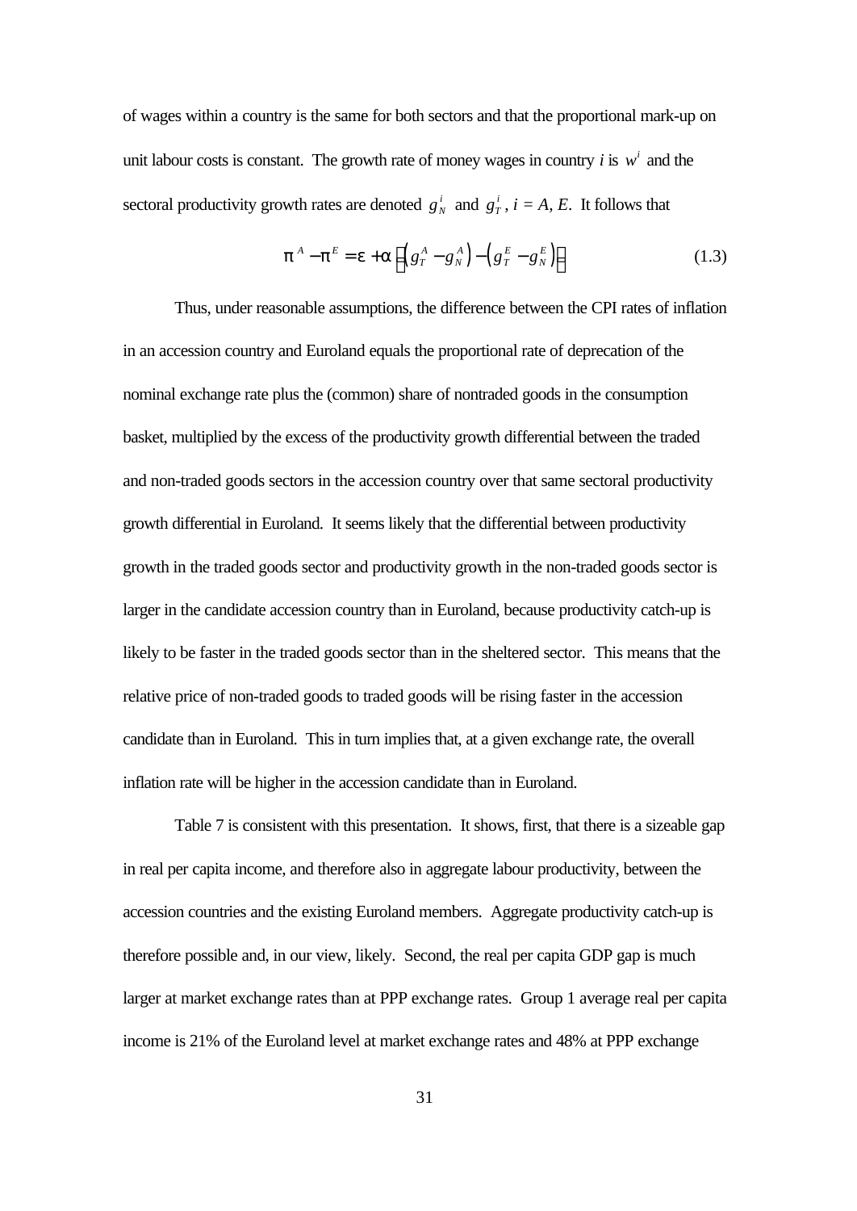of wages within a country is the same for both sectors and that the proportional mark-up on unit labour costs is constant. The growth rate of money wages in country *i* is $w^i$ and the sectoral productivity growth rates are denoted $g_N^i$ and $g_T^i$, *i* = *A*, *E*. It follows that

$$\pi^A - \pi^E = \varepsilon + \alpha \left[ \left( g_T^A - g_N^A \right) - \left( g_T^E - g_N^E \right) \right] \tag{1.3}$$

Thus, under reasonable assumptions, the difference between the CPI rates of inflation in an accession country and Euroland equals the proportional rate of deprecation of the nominal exchange rate plus the (common) share of nontraded goods in the consumption basket, multiplied by the excess of the productivity growth differential between the traded and non-traded goods sectors in the accession country over that same sectoral productivity growth differential in Euroland. It seems likely that the differential between productivity growth in the traded goods sector and productivity growth in the non-traded goods sector is larger in the candidate accession country than in Euroland, because productivity catch-up is likely to be faster in the traded goods sector than in the sheltered sector. This means that the relative price of non-traded goods to traded goods will be rising faster in the accession candidate than in Euroland. This in turn implies that, at a given exchange rate, the overall inflation rate will be higher in the accession candidate than in Euroland.

Table 7 is consistent with this presentation. It shows, first, that there is a sizeable gap in real per capita income, and therefore also in aggregate labour productivity, between the accession countries and the existing Euroland members. Aggregate productivity catch-up is therefore possible and, in our view, likely. Second, the real per capita GDP gap is much larger at market exchange rates than at PPP exchange rates. Group 1 average real per capita income is 21% of the Euroland level at market exchange rates and 48% at PPP exchange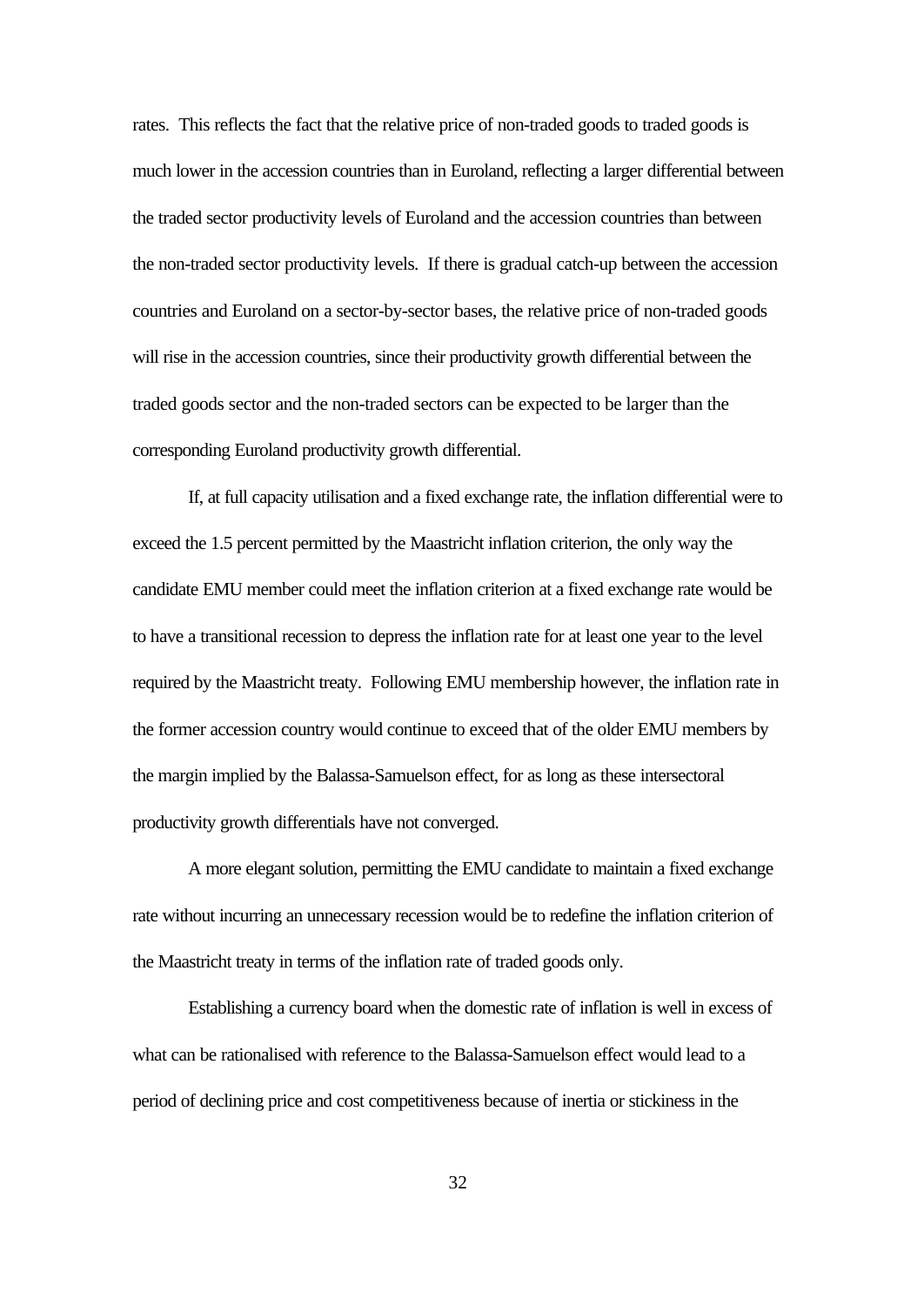rates. This reflects the fact that the relative price of non-traded goods to traded goods is much lower in the accession countries than in Euroland, reflecting a larger differential between the traded sector productivity levels of Euroland and the accession countries than between the non-traded sector productivity levels. If there is gradual catch-up between the accession countries and Euroland on a sector-by-sector bases, the relative price of non-traded goods will rise in the accession countries, since their productivity growth differential between the traded goods sector and the non-traded sectors can be expected to be larger than the corresponding Euroland productivity growth differential.

If, at full capacity utilisation and a fixed exchange rate, the inflation differential were to exceed the 1.5 percent permitted by the Maastricht inflation criterion, the only way the candidate EMU member could meet the inflation criterion at a fixed exchange rate would be to have a transitional recession to depress the inflation rate for at least one year to the level required by the Maastricht treaty. Following EMU membership however, the inflation rate in the former accession country would continue to exceed that of the older EMU members by the margin implied by the Balassa-Samuelson effect, for as long as these intersectoral productivity growth differentials have not converged.

A more elegant solution, permitting the EMU candidate to maintain a fixed exchange rate without incurring an unnecessary recession would be to redefine the inflation criterion of the Maastricht treaty in terms of the inflation rate of traded goods only.

Establishing a currency board when the domestic rate of inflation is well in excess of what can be rationalised with reference to the Balassa-Samuelson effect would lead to a period of declining price and cost competitiveness because of inertia or stickiness in the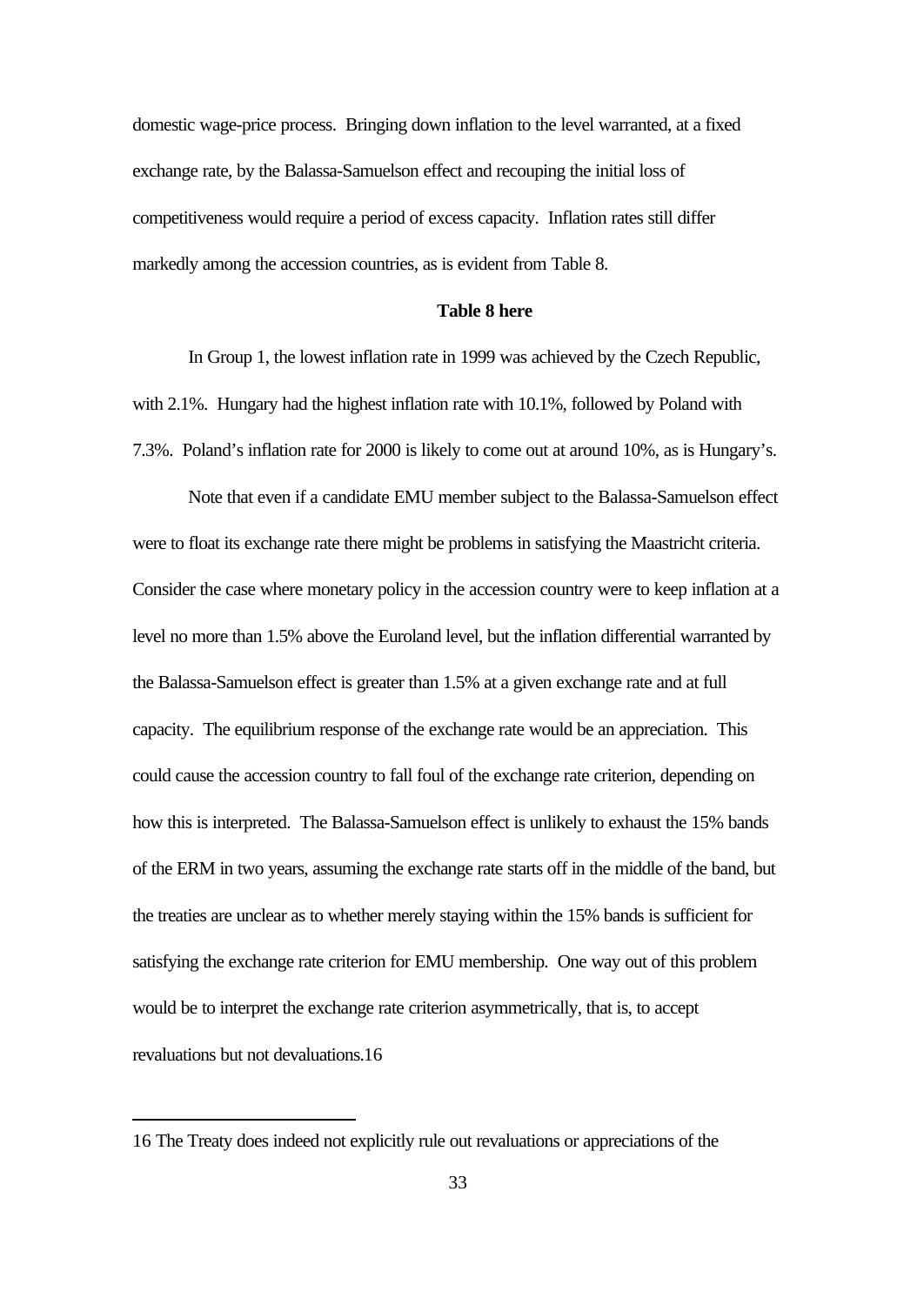domestic wage-price process. Bringing down inflation to the level warranted, at a fixed exchange rate, by the Balassa-Samuelson effect and recouping the initial loss of competitiveness would require a period of excess capacity. Inflation rates still differ markedly among the accession countries, as is evident from Table 8.

**Table 8 here**

In Group 1, the lowest inflation rate in 1999 was achieved by the Czech Republic, with 2.1%. Hungary had the highest inflation rate with 10.1%, followed by Poland with 7.3%. Poland's inflation rate for 2000 is likely to come out at around 10%, as is Hungary's.

Note that even if a candidate EMU member subject to the Balassa-Samuelson effect were to float its exchange rate there might be problems in satisfying the Maastricht criteria. Consider the case where monetary policy in the accession country were to keep inflation at a level no more than 1.5% above the Euroland level, but the inflation differential warranted by the Balassa-Samuelson effect is greater than 1.5% at a given exchange rate and at full capacity. The equilibrium response of the exchange rate would be an appreciation. This could cause the accession country to fall foul of the exchange rate criterion, depending on how this is interpreted. The Balassa-Samuelson effect is unlikely to exhaust the 15% bands of the ERM in two years, assuming the exchange rate starts off in the middle of the band, but the treaties are unclear as to whether merely staying within the 15% bands is sufficient for satisfying the exchange rate criterion for EMU membership. One way out of this problem would be to interpret the exchange rate criterion asymmetrically, that is, to accept revaluations but not devaluations.[16]

---

16 The Treaty does indeed not explicitly rule out revaluations or appreciations of the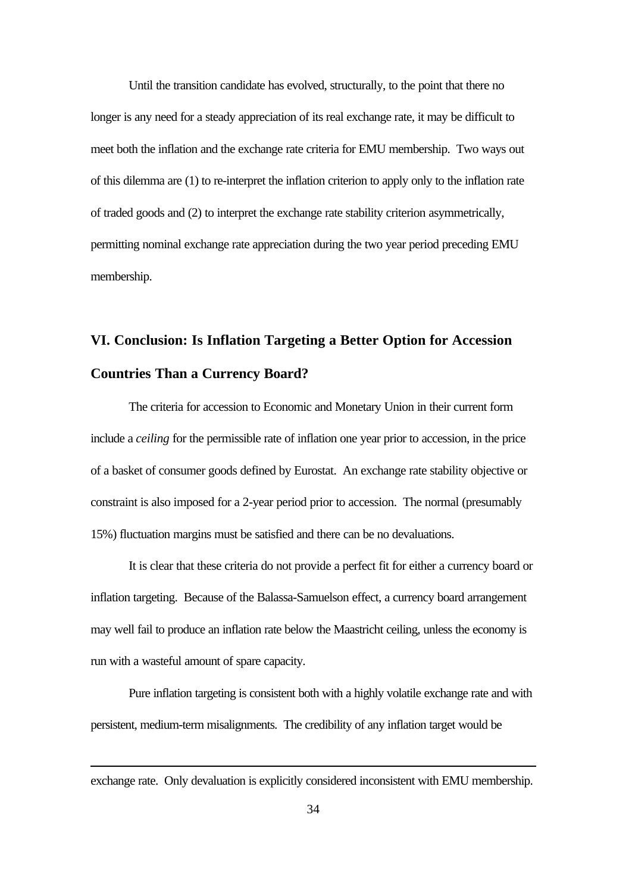Until the transition candidate has evolved, structurally, to the point that there no longer is any need for a steady appreciation of its real exchange rate, it may be difficult to meet both the inflation and the exchange rate criteria for EMU membership. Two ways out of this dilemma are (1) to re-interpret the inflation criterion to apply only to the inflation rate of traded goods and (2) to interpret the exchange rate stability criterion asymmetrically, permitting nominal exchange rate appreciation during the two year period preceding EMU membership.

## VI. Conclusion: Is Inflation Targeting a Better Option for Accession Countries Than a Currency Board?

The criteria for accession to Economic and Monetary Union in their current form include a *ceiling* for the permissible rate of inflation one year prior to accession, in the price of a basket of consumer goods defined by Eurostat. An exchange rate stability objective or constraint is also imposed for a 2-year period prior to accession. The normal (presumably 15%) fluctuation margins must be satisfied and there can be no devaluations.

It is clear that these criteria do not provide a perfect fit for either a currency board or inflation targeting. Because of the Balassa-Samuelson effect, a currency board arrangement may well fail to produce an inflation rate below the Maastricht ceiling, unless the economy is run with a wasteful amount of spare capacity.

Pure inflation targeting is consistent both with a highly volatile exchange rate and with persistent, medium-term misalignments. The credibility of any inflation target would be

---

exchange rate. Only devaluation is explicitly considered inconsistent with EMU membership.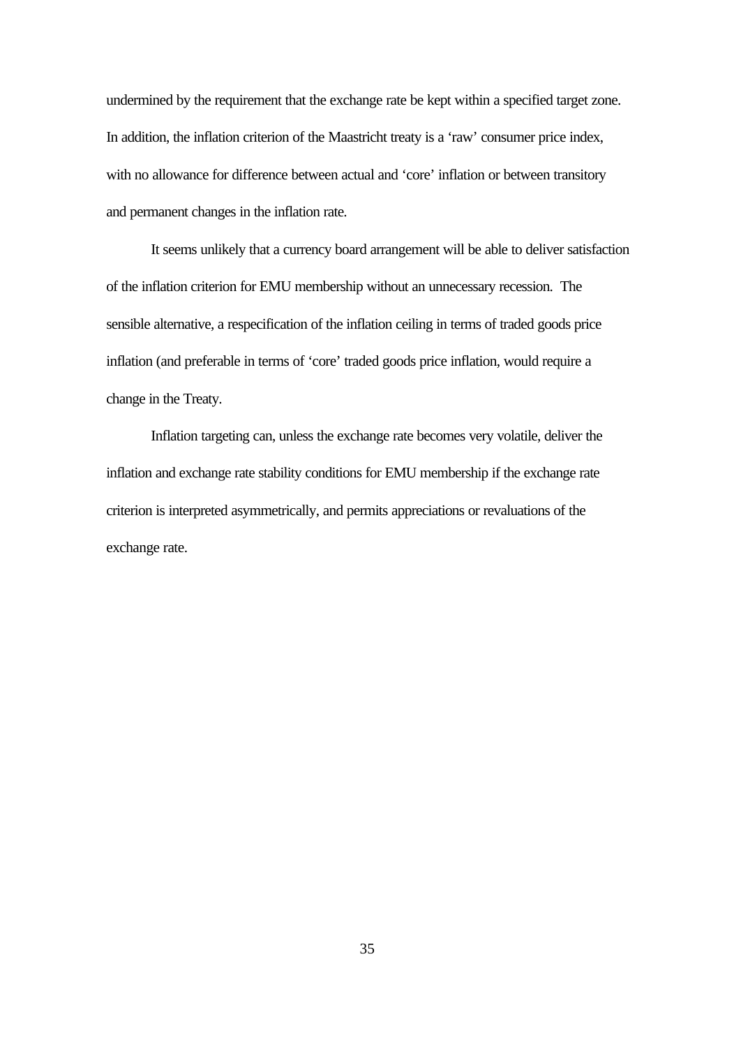undermined by the requirement that the exchange rate be kept within a specified target zone. In addition, the inflation criterion of the Maastricht treaty is a 'raw' consumer price index, with no allowance for difference between actual and 'core' inflation or between transitory and permanent changes in the inflation rate.

It seems unlikely that a currency board arrangement will be able to deliver satisfaction of the inflation criterion for EMU membership without an unnecessary recession. The sensible alternative, a respecification of the inflation ceiling in terms of traded goods price inflation (and preferable in terms of 'core' traded goods price inflation, would require a change in the Treaty.

Inflation targeting can, unless the exchange rate becomes very volatile, deliver the inflation and exchange rate stability conditions for EMU membership if the exchange rate criterion is interpreted asymmetrically, and permits appreciations or revaluations of the exchange rate.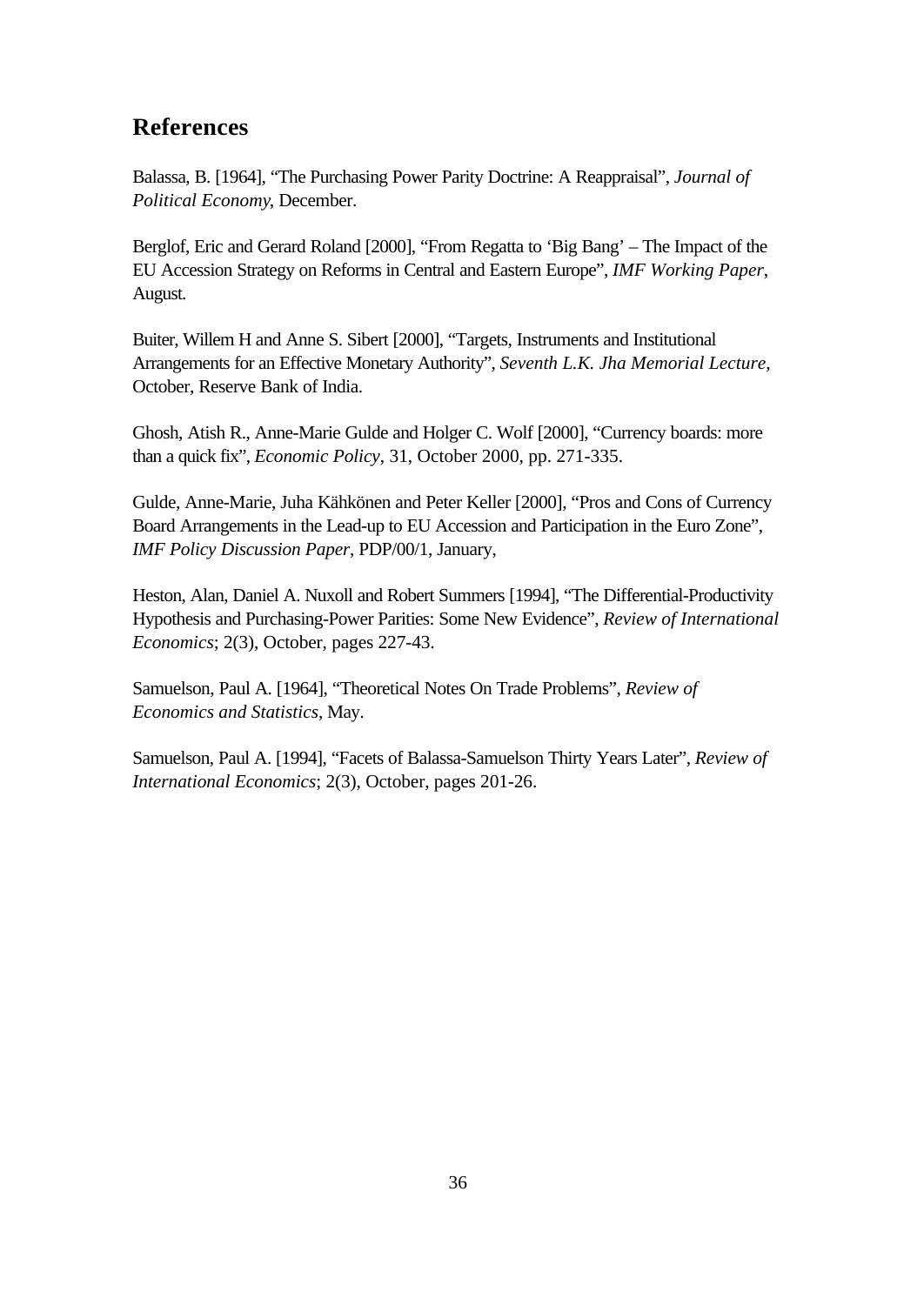## References

Balassa, B. [1964], "The Purchasing Power Parity Doctrine: A Reappraisal", *Journal of Political Economy*, December.

Berglof, Eric and Gerard Roland [2000], "From Regatta to 'Big Bang' – The Impact of the EU Accession Strategy on Reforms in Central and Eastern Europe", *IMF Working Paper*, August.

Buiter, Willem H and Anne S. Sibert [2000], "Targets, Instruments and Institutional Arrangements for an Effective Monetary Authority", *Seventh L.K. Jha Memorial Lecture*, October, Reserve Bank of India.

Ghosh, Atish R., Anne-Marie Gulde and Holger C. Wolf [2000], "Currency boards: more than a quick fix", *Economic Policy*, 31, October 2000, pp. 271-335.

Gulde, Anne-Marie, Juha Kähkönen and Peter Keller [2000], "Pros and Cons of Currency Board Arrangements in the Lead-up to EU Accession and Participation in the Euro Zone", *IMF Policy Discussion Paper*, PDP/00/1, January,

Heston, Alan, Daniel A. Nuxoll and Robert Summers [1994], "The Differential-Productivity Hypothesis and Purchasing-Power Parities: Some New Evidence", *Review of International Economics*; 2(3), October, pages 227-43.

Samuelson, Paul A. [1964], "Theoretical Notes On Trade Problems", *Review of Economics and Statistics*, May.

Samuelson, Paul A. [1994], "Facets of Balassa-Samuelson Thirty Years Later", *Review of International Economics*; 2(3), October, pages 201-26.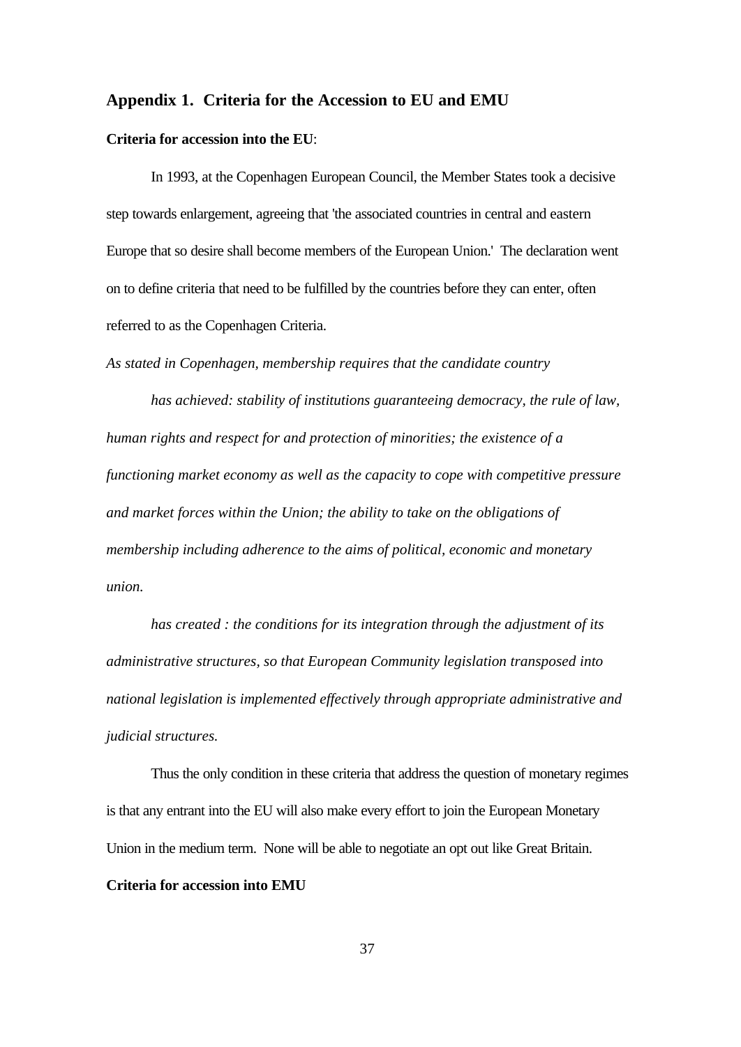## Appendix 1. Criteria for the Accession to EU and EMU

**Criteria for accession into the EU**:

In 1993, at the Copenhagen European Council, the Member States took a decisive step towards enlargement, agreeing that 'the associated countries in central and eastern Europe that so desire shall become members of the European Union.' The declaration went on to define criteria that need to be fulfilled by the countries before they can enter, often referred to as the Copenhagen Criteria.

*As stated in Copenhagen, membership requires that the candidate country*

*has achieved: stability of institutions guaranteeing democracy, the rule of law, human rights and respect for and protection of minorities; the existence of a functioning market economy as well as the capacity to cope with competitive pressure and market forces within the Union; the ability to take on the obligations of membership including adherence to the aims of political, economic and monetary union.*

*has created : the conditions for its integration through the adjustment of its administrative structures, so that European Community legislation transposed into national legislation is implemented effectively through appropriate administrative and judicial structures.*

Thus the only condition in these criteria that address the question of monetary regimes is that any entrant into the EU will also make every effort to join the European Monetary Union in the medium term. None will be able to negotiate an opt out like Great Britain.

**Criteria for accession into EMU**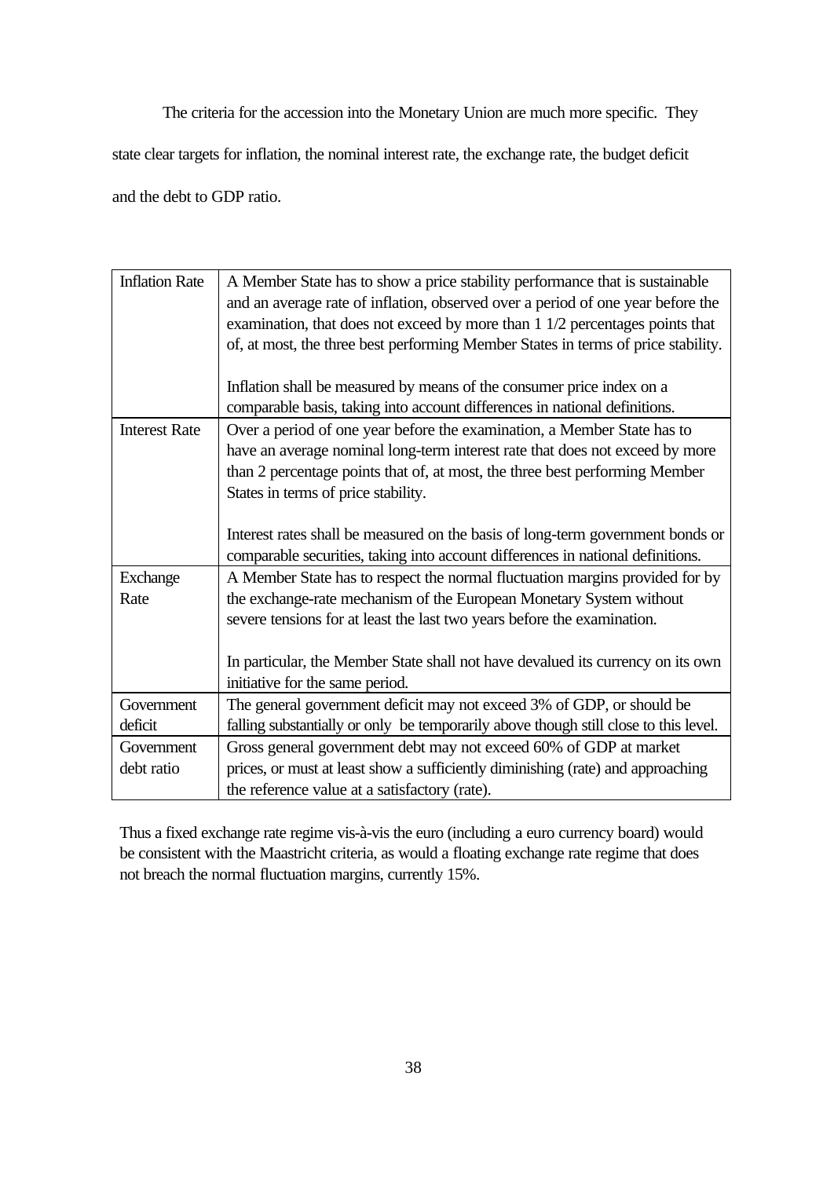The criteria for the accession into the Monetary Union are much more specific. They state clear targets for inflation, the nominal interest rate, the exchange rate, the budget deficit and the debt to GDP ratio.

| | |
|---|---|
| Inflation Rate | A Member State has to show a price stability performance that is sustainable and an average rate of inflation, observed over a period of one year before the examination, that does not exceed by more than 1 1/2 percentages points that of, at most, the three best performing Member States in terms of price stability.<br><br>Inflation shall be measured by means of the consumer price index on a comparable basis, taking into account differences in national definitions. |
| Interest Rate | Over a period of one year before the examination, a Member State has to have an average nominal long-term interest rate that does not exceed by more than 2 percentage points that of, at most, the three best performing Member States in terms of price stability.<br><br>Interest rates shall be measured on the basis of long-term government bonds or comparable securities, taking into account differences in national definitions. |
| Exchange Rate | A Member State has to respect the normal fluctuation margins provided for by the exchange-rate mechanism of the European Monetary System without severe tensions for at least the last two years before the examination.<br><br>In particular, the Member State shall not have devalued its currency on its own initiative for the same period. |
| Government deficit | The general government deficit may not exceed 3% of GDP, or should be falling substantially or only be temporarily above though still close to this level. |
| Government debt ratio | Gross general government debt may not exceed 60% of GDP at market prices, or must at least show a sufficiently diminishing (rate) and approaching the reference value at a satisfactory (rate). |

Thus a fixed exchange rate regime vis-à-vis the euro (including a euro currency board) would be consistent with the Maastricht criteria, as would a floating exchange rate regime that does not breach the normal fluctuation margins, currently 15%.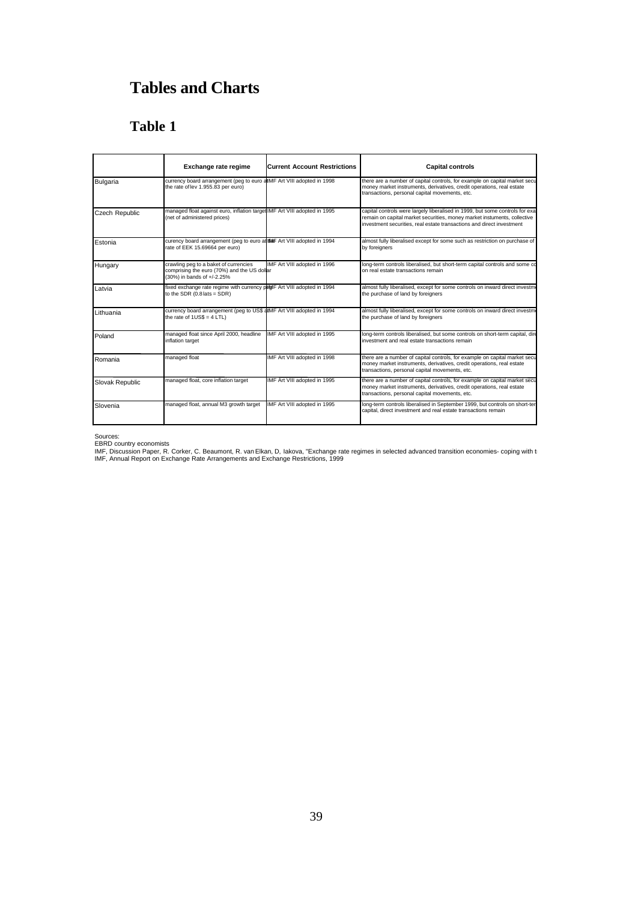# Tables and Charts

## Table 1

| | Exchange rate regime | Current Account Restrictions | Capital controls |
|---|---|---|---|
| Bulgaria | currency board arrangement (peg to euro at the rate of lev 1.955.83 per euro) | IMF Art VIII adopted in 1998 | there are a number of capital controls, for example on capital market secu money market instruments, derivatives, credit operations, real estate transactions, personal capital movements, etc. |
| Czech Republic | managed float against euro, inflation target (net of administered prices) | IMF Art VIII adopted in 1995 | capital controls were largely liberalised in 1999, but some controls for exa remain on capital market securities, money market instuments, collective investment securities, real estate transactions and direct investment |
| Estonia | curency board arrangement (peg to euro at the rate of EEK 15.69664 per euro) | IMF Art VIII adopted in 1994 | almost fully liberalised except for some such as restriction on purchase of by foreigners |
| Hungary | crawling peg to a baket of currencies comprising the euro (70%) and the US dollar (30%) in bands of +/-2.25% | IMF Art VIII adopted in 1996 | long-term controls liberalised, but short-term capital controls and some co on real estate transactions remain |
| Latvia | fixed exchange rate regime with currency peg to the SDR (0.8 lats = SDR) | IMF Art VIII adopted in 1994 | almost fully liberalised, except for some controls on inward direct investm the purchase of land by foreigners |
| Lithuania | currency board arrangement (peg to US$ at the rate of 1US$ = 4 LTL) | IMF Art VIII adopted in 1994 | almost fully liberalised, except for some controls on inward direct investm the purchase of land by foreigners |
| Poland | managed float since April 2000, headline inflation target | IMF Art VIII adopted in 1995 | long-term controls liberalised, but some controls on short-term capital, dire investment and real estate transactions remain |
| Romania | managed float | IMF Art VIII adopted in 1998 | there are a number of capital controls, for example on capital market secu money market instruments, derivatives, credit operations, real estate transactions, personal capital movements, etc. |
| Slovak Republic | managed float, core inflation target | IMF Art VIII adopted in 1995 | there are a number of capital controls, for example on capital market secu money market instruments, derivatives, credit operations, real estate transactions, personal capital movements, etc. |
| Slovenia | managed float, annual M3 growth target | IMF Art VIII adopted in 1995 | long-term controls liberalised in September 1999, but controls on short-ter capital, direct investment and real estate transactions remain |

Sources:
EBRD country economists
IMF, Discussion Paper, R. Corker, C. Beaumont, R. van Elkan, D. Iakova, "Exchange rate regimes in selected advanced transition economies- coping with t
IMF, Annual Report on Exchange Rate Arrangements and Exchange Restrictions, 1999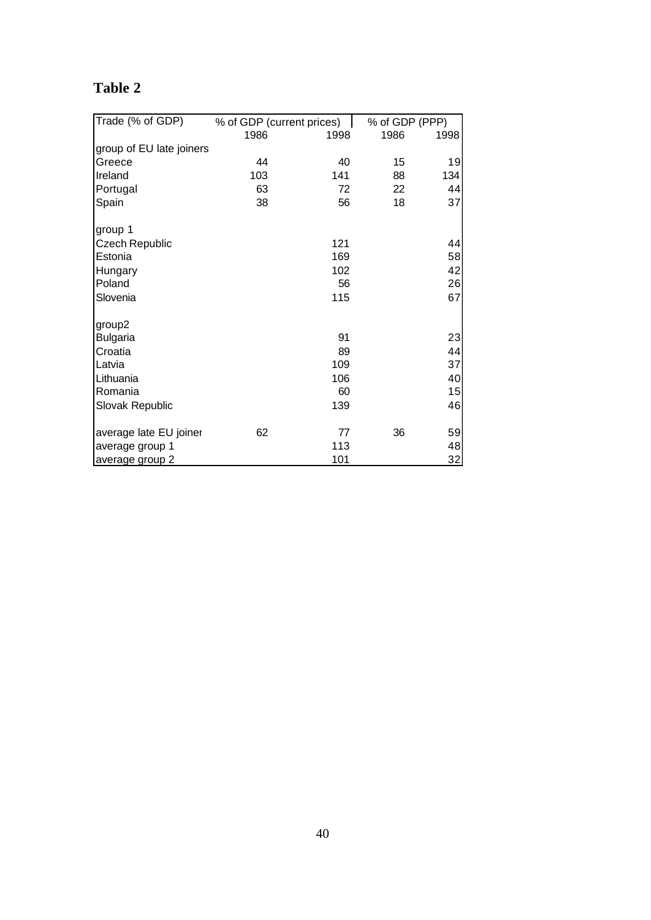## Table 2

| Trade (% of GDP) | % of GDP (current prices) | | % of GDP (PPP) | |
|---|---|---|---|---|
| | 1986 | 1998 | 1986 | 1998 |
| group of EU late joiners | | | | |
| Greece | 44 | 40 | 15 | 19 |
| Ireland | 103 | 141 | 88 | 134 |
| Portugal | 63 | 72 | 22 | 44 |
| Spain | 38 | 56 | 18 | 37 |
| | | | | |
| group 1 | | | | |
| Czech Republic | | 121 | | 44 |
| Estonia | | 169 | | 58 |
| Hungary | | 102 | | 42 |
| Poland | | 56 | | 26 |
| Slovenia | | 115 | | 67 |
| | | | | |
| group2 | | | | |
| Bulgaria | | 91 | | 23 |
| Croatia | | 89 | | 44 |
| Latvia | | 109 | | 37 |
| Lithuania | | 106 | | 40 |
| Romania | | 60 | | 15 |
| Slovak Republic | | 139 | | 46 |
| | | | | |
| average late EU joiner | 62 | 77 | 36 | 59 |
| average group 1 | | 113 | | 48 |
| average group 2 | | 101 | | 32 |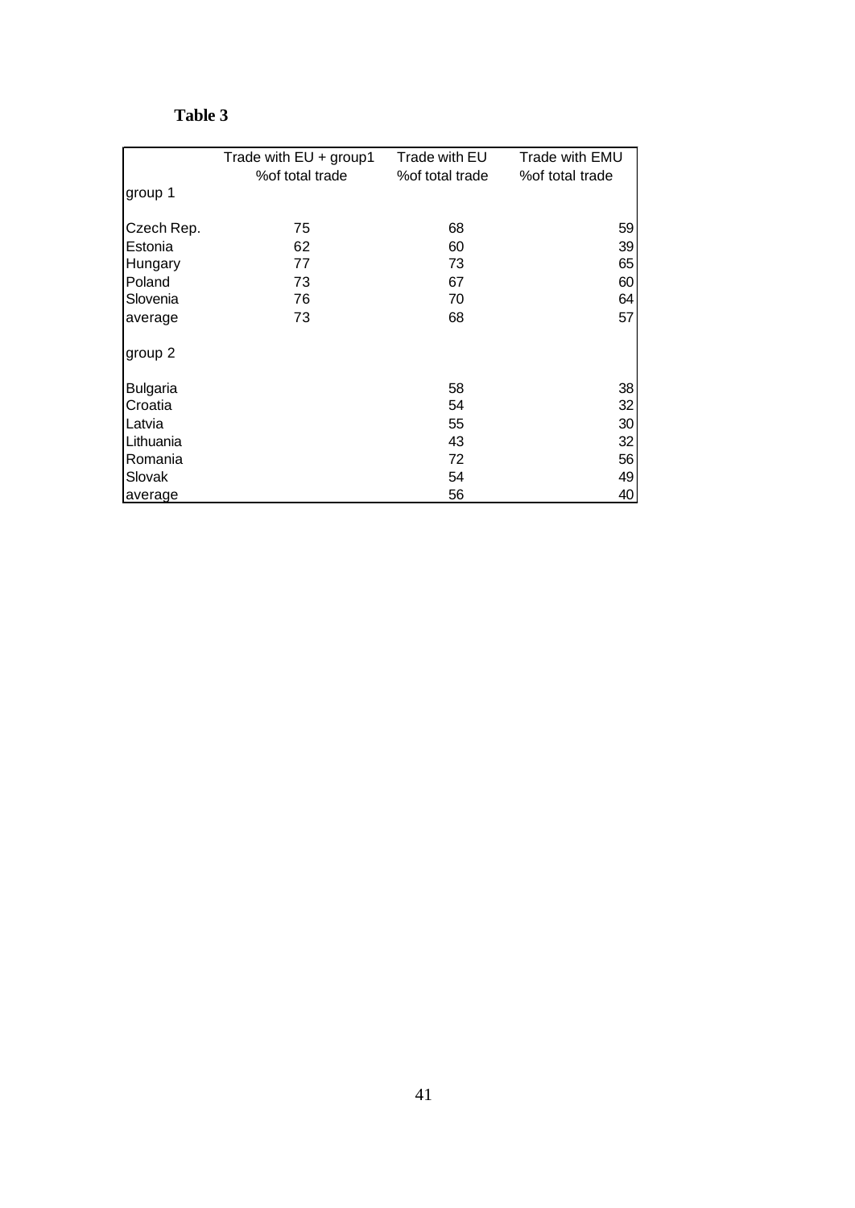**Table 3**

| | Trade with EU + group1 %of total trade | Trade with EU %of total trade | Trade with EMU %of total trade |
|---|---|---|---|
| group 1 | | | |
| Czech Rep. | 75 | 68 | 59 |
| Estonia | 62 | 60 | 39 |
| Hungary | 77 | 73 | 65 |
| Poland | 73 | 67 | 60 |
| Slovenia | 76 | 70 | 64 |
| average | 73 | 68 | 57 |
| group 2 | | | |
| Bulgaria | | 58 | 38 |
| Croatia | | 54 | 32 |
| Latvia | | 55 | 30 |
| Lithuania | | 43 | 32 |
| Romania | | 72 | 56 |
| Slovak | | 54 | 49 |
| average | | 56 | 40 |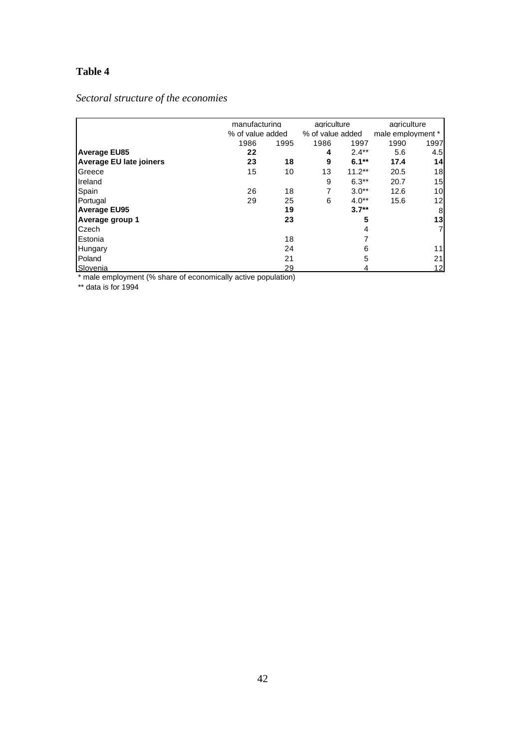**Table 4**

*Sectoral structure of the economies*

| | manufacturing | | agriculture | | agriculture | |
|---|---|---|---|---|---|---|
| | % of value added | | % of value added | | male employment * | |
| | 1986 | 1995 | 1986 | 1997 | 1990 | 1997 |
| **Average EU85** | **22** | | **4** | **2.4**** | 5.6 | 4.5 |
| **Average EU late joiners** | **23** | **18** | **9** | **6.1**** | **17.4** | **14** |
| Greece | 15 | 10 | 13 | 11.2** | 20.5 | 18 |
| Ireland | | | 9 | 6.3** | 20.7 | 15 |
| Spain | 26 | 18 | 7 | 3.0** | 12.6 | 10 |
| Portugal | 29 | 25 | 6 | 4.0** | 15.6 | 12 |
| **Average EU95** | | **19** | | **3.7**** | | 8 |
| **Average group 1** | | **23** | | **5** | | **13** |
| Czech | | | | 4 | | 7 |
| Estonia | | 18 | | 7 | | |
| Hungary | | 24 | | 6 | | 11 |
| Poland | | 21 | | 5 | | 21 |
| Slovenia | | 29 | | 4 | | 12 |

\* male employment (% share of economically active population)

** data is for 1994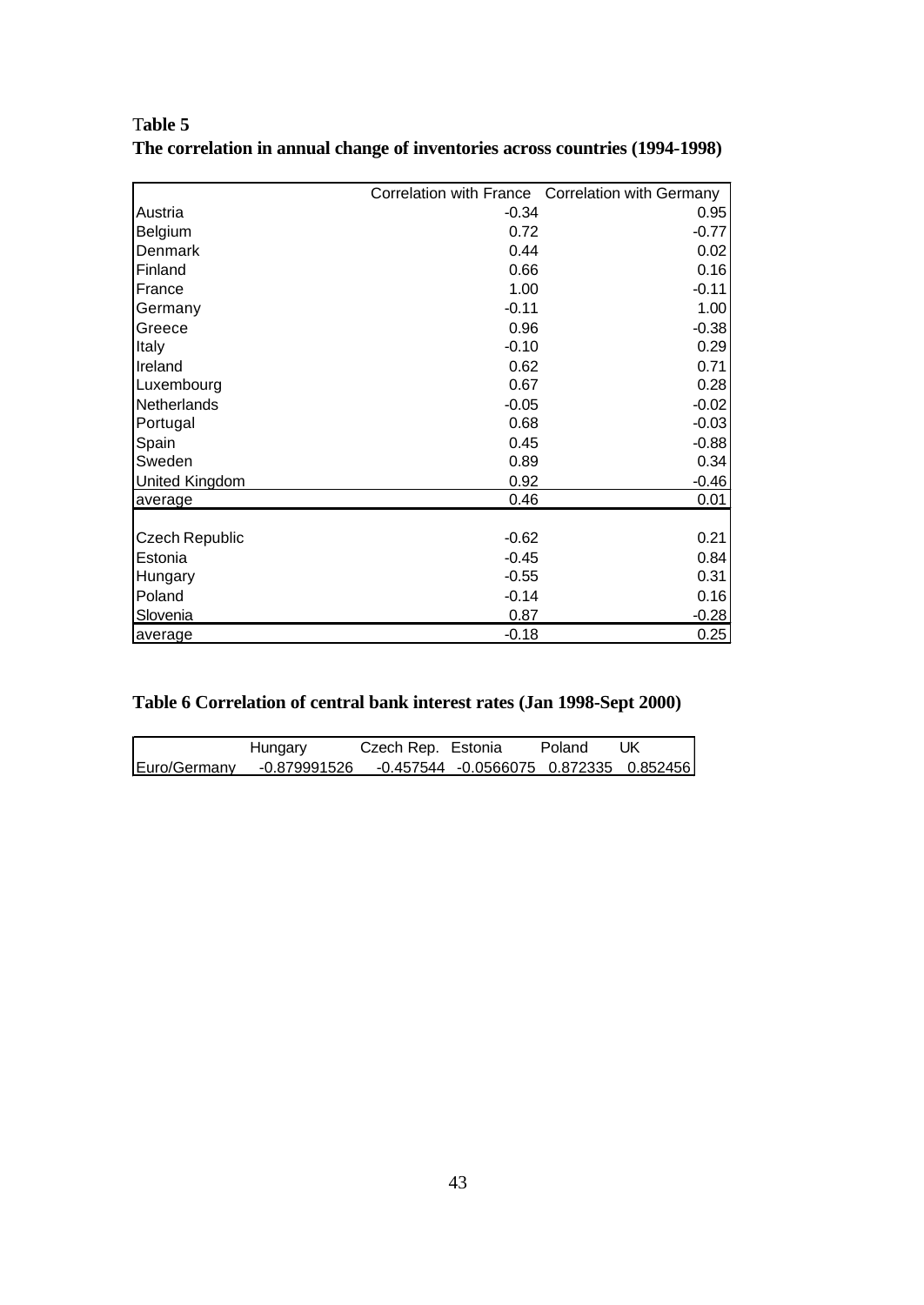**Table 5**
**The correlation in annual change of inventories across countries (1994-1998)**

| | Correlation with France | Correlation with Germany |
|---|---|---|
| Austria | -0.34 | 0.95 |
| Belgium | 0.72 | -0.77 |
| Denmark | 0.44 | 0.02 |
| Finland | 0.66 | 0.16 |
| France | 1.00 | -0.11 |
| Germany | -0.11 | 1.00 |
| Greece | 0.96 | -0.38 |
| Italy | -0.10 | 0.29 |
| Ireland | 0.62 | 0.71 |
| Luxembourg | 0.67 | 0.28 |
| Netherlands | -0.05 | -0.02 |
| Portugal | 0.68 | -0.03 |
| Spain | 0.45 | -0.88 |
| Sweden | 0.89 | 0.34 |
| United Kingdom | 0.92 | -0.46 |
| average | 0.46 | 0.01 |
| | | |
| Czech Republic | -0.62 | 0.21 |
| Estonia | -0.45 | 0.84 |
| Hungary | -0.55 | 0.31 |
| Poland | -0.14 | 0.16 |
| Slovenia | 0.87 | -0.28 |
| average | -0.18 | 0.25 |

**Table 6 Correlation of central bank interest rates (Jan 1998-Sept 2000)**

| | Hungary | Czech Rep. | Estonia | Poland | UK |
|---|---|---|---|---|---|
| Euro/Germany | -0.879991526 | -0.457544 | -0.0566075 | 0.872335 | 0.852456 |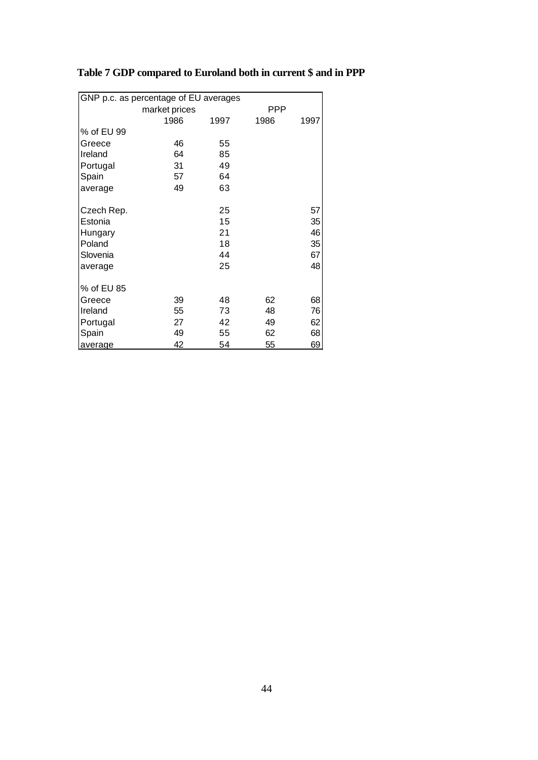**Table 7 GDP compared to Euroland both in current $ and in PPP**

| GNP p.c. as percentage of EU averages | | | | |
|---|---|---|---|---|
| | market prices | | PPP | |
| | 1986 | 1997 | 1986 | 1997 |
| % of EU 99 | | | | |
| Greece | 46 | 55 | | |
| Ireland | 64 | 85 | | |
| Portugal | 31 | 49 | | |
| Spain | 57 | 64 | | |
| average | 49 | 63 | | |
| | | | | |
| Czech Rep. | | 25 | | 57 |
| Estonia | | 15 | | 35 |
| Hungary | | 21 | | 46 |
| Poland | | 18 | | 35 |
| Slovenia | | 44 | | 67 |
| average | | 25 | | 48 |
| | | | | |
| % of EU 85 | | | | |
| Greece | 39 | 48 | 62 | 68 |
| Ireland | 55 | 73 | 48 | 76 |
| Portugal | 27 | 42 | 49 | 62 |
| Spain | 49 | 55 | 62 | 68 |
| average | 42 | 54 | 55 | 69 |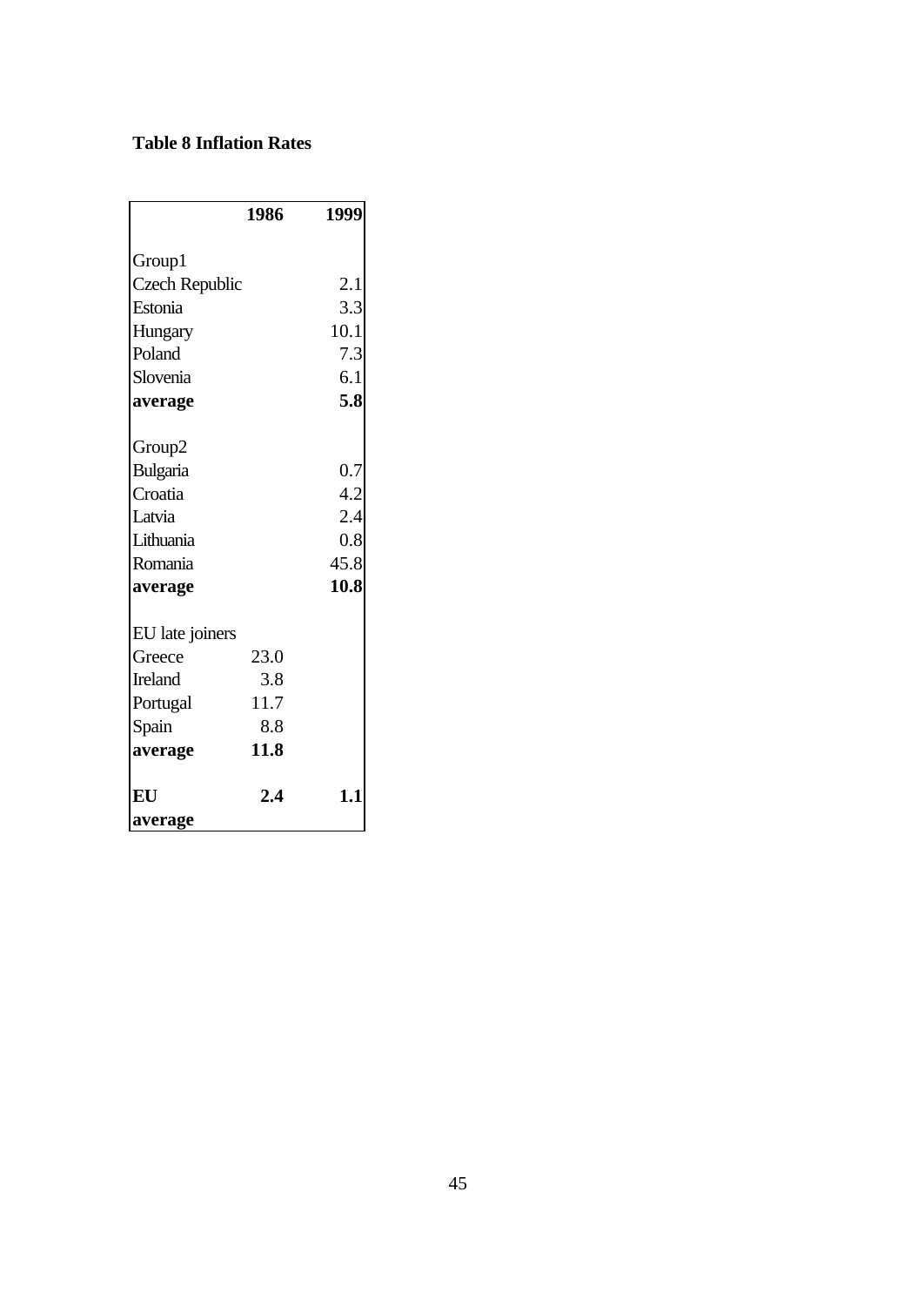**Table 8 Inflation Rates**

| | 1986 | 1999 |
|---|---|---|
| Group1 | | |
| Czech Republic | | 2.1 |
| Estonia | | 3.3 |
| Hungary | | 10.1 |
| Poland | | 7.3 |
| Slovenia | | 6.1 |
| **average** | | **5.8** |
| Group2 | | |
| Bulgaria | | 0.7 |
| Croatia | | 4.2 |
| Latvia | | 2.4 |
| Lithuania | | 0.8 |
| Romania | | 45.8 |
| **average** | | **10.8** |
| EU late joiners | | |
| Greece | 23.0 | |
| Ireland | 3.8 | |
| Portugal | 11.7 | |
| Spain | 8.8 | |
| **average** | **11.8** | |
| **EU average** | **2.4** | **1.1** |